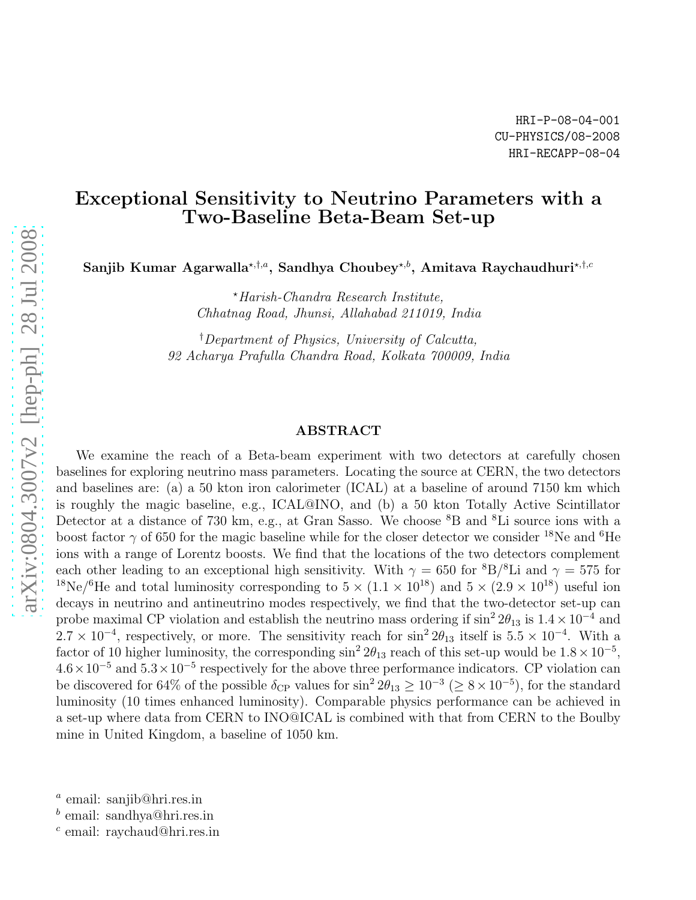HRI-P-08-04-001
CU-PHYSICS/08-2008
HRI-RECAPP-08-04

# Exceptional Sensitivity to Neutrino Parameters with a Two-Baseline Beta-Beam Set-up

**Sanjib Kumar Agarwalla**[⋆,†,a], **Sandhya Choubey**[⋆,b], **Amitava Raychaudhuri**[⋆,†,c]

[⋆] *Harish-Chandra Research Institute, Chhatnag Road, Jhunsi, Allahabad 211019, India*

[†] *Department of Physics, University of Calcutta, 92 Acharya Prafulla Chandra Road, Kolkata 700009, India*

## ABSTRACT

We examine the reach of a Beta-beam experiment with two detectors at carefully chosen baselines for exploring neutrino mass parameters. Locating the source at CERN, the two detectors and baselines are: (a) a 50 kton iron calorimeter (ICAL) at a baseline of around 7150 km which is roughly the magic baseline, e.g., ICAL@INO, and (b) a 50 kton Totally Active Scintillator Detector at a distance of 730 km, e.g., at Gran Sasso. We choose $^8$B and $^8$Li source ions with a boost factor $\gamma$ of 650 for the magic baseline while for the closer detector we consider $^{18}$Ne and $^6$He ions with a range of Lorentz boosts. We find that the locations of the two detectors complement each other leading to an exceptional high sensitivity. With $\gamma = 650$ for $^8$B/$^8$Li and $\gamma = 575$ for $^{18}$Ne/$^6$He and total luminosity corresponding to $5 \times (1.1 \times 10^{18})$ and $5 \times (2.9 \times 10^{18})$ useful ion decays in neutrino and antineutrino modes respectively, we find that the two-detector set-up can probe maximal CP violation and establish the neutrino mass ordering if $\sin^2 2\theta_{13}$ is $1.4 \times 10^{-4}$ and $2.7 \times 10^{-4}$, respectively, or more. The sensitivity reach for $\sin^2 2\theta_{13}$ itself is $5.5 \times 10^{-4}$. With a factor of 10 higher luminosity, the corresponding $\sin^2 2\theta_{13}$ reach of this set-up would be $1.8 \times 10^{-5}$, $4.6 \times 10^{-5}$ and $5.3 \times 10^{-5}$ respectively for the above three performance indicators. CP violation can be discovered for 64% of the possible $\delta_{\rm CP}$ values for $\sin^2 2\theta_{13} \geq 10^{-3}$ ($\geq 8 \times 10^{-5}$), for the standard luminosity (10 times enhanced luminosity). Comparable physics performance can be achieved in a set-up where data from CERN to INO@ICAL is combined with that from CERN to the Boulby mine in United Kingdom, a baseline of 1050 km.

[a] email: sanjib@hri.res.in
[b] email: sandhya@hri.res.in
[c] email: raychaud@hri.res.in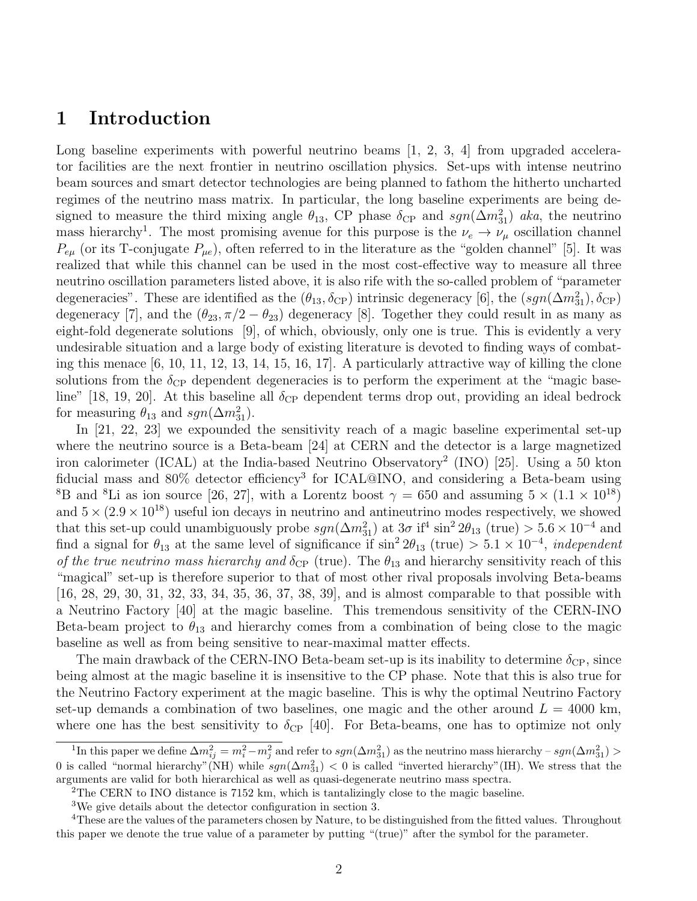# 1 Introduction

Long baseline experiments with powerful neutrino beams [1, 2, 3, 4] from upgraded accelerator facilities are the next frontier in neutrino oscillation physics. Set-ups with intense neutrino beam sources and smart detector technologies are being planned to fathom the hitherto uncharted regimes of the neutrino mass matrix. In particular, the long baseline experiments are being designed to measure the third mixing angle $\theta_{13}$, CP phase $\delta_{\rm CP}$ and $sgn(\Delta m^2_{31})$ *aka*, the neutrino mass hierarchy[1]. The most promising avenue for this purpose is the $\nu_e \rightarrow \nu_\mu$ oscillation channel $P_{e\mu}$ (or its T-conjugate $P_{\mu e}$), often referred to in the literature as the "golden channel" [5]. It was realized that while this channel can be used in the most cost-effective way to measure all three neutrino oscillation parameters listed above, it is also rife with the so-called problem of "parameter degeneracies". These are identified as the $(\theta_{13}, \delta_{\rm CP})$ intrinsic degeneracy [6], the $(sgn(\Delta m^2_{31}), \delta_{\rm CP})$ degeneracy [7], and the $(\theta_{23}, \pi/2 - \theta_{23})$ degeneracy [8]. Together they could result in as many as eight-fold degenerate solutions [9], of which, obviously, only one is true. This is evidently a very undesirable situation and a large body of existing literature is devoted to finding ways of combating this menace [6, 10, 11, 12, 13, 14, 15, 16, 17]. A particularly attractive way of killing the clone solutions from the $\delta_{\rm CP}$ dependent degeneracies is to perform the experiment at the "magic baseline" [18, 19, 20]. At this baseline all $\delta_{\rm CP}$ dependent terms drop out, providing an ideal bedrock for measuring $\theta_{13}$ and $sgn(\Delta m^2_{31})$.

In [21, 22, 23] we expounded the sensitivity reach of a magic baseline experimental set-up where the neutrino source is a Beta-beam [24] at CERN and the detector is a large magnetized iron calorimeter (ICAL) at the India-based Neutrino Observatory[2] (INO) [25]. Using a 50 kton fiducial mass and 80% detector efficiency[3] for ICAL@INO, and considering a Beta-beam using $^8$B and $^8$Li as ion source [26, 27], with a Lorentz boost $\gamma = 650$ and assuming $5 \times (1.1 \times 10^{18})$ and $5 \times (2.9 \times 10^{18})$ useful ion decays in neutrino and antineutrino modes respectively, we showed that this set-up could unambiguously probe $sgn(\Delta m^2_{31})$ at $3\sigma$ if[4] $\sin^2 2\theta_{13}$ (true) $> 5.6 \times 10^{-4}$ and find a signal for $\theta_{13}$ at the same level of significance if $\sin^2 2\theta_{13}$ (true) $> 5.1 \times 10^{-4}$, *independent of the true neutrino mass hierarchy and* $\delta_{\rm CP}$ (true). The $\theta_{13}$ and hierarchy sensitivity reach of this "magical" set-up is therefore superior to that of most other rival proposals involving Beta-beams [16, 28, 29, 30, 31, 32, 33, 34, 35, 36, 37, 38, 39], and is almost comparable to that possible with a Neutrino Factory [40] at the magic baseline. This tremendous sensitivity of the CERN-INO Beta-beam project to $\theta_{13}$ and hierarchy comes from a combination of being close to the magic baseline as well as from being sensitive to near-maximal matter effects.

The main drawback of the CERN-INO Beta-beam set-up is its inability to determine $\delta_{\rm CP}$, since being almost at the magic baseline it is insensitive to the CP phase. Note that this is also true for the Neutrino Factory experiment at the magic baseline. This is why the optimal Neutrino Factory set-up demands a combination of two baselines, one magic and the other around $L = 4000$ km, where one has the best sensitivity to $\delta_{\rm CP}$ [40]. For Beta-beams, one has to optimize not only

[1] In this paper we define $\Delta m^2_{ij} = m^2_i - m^2_j$ and refer to $sgn(\Delta m^2_{31})$ as the neutrino mass hierarchy – $sgn(\Delta m^2_{31}) > 0$ is called "normal hierarchy"(NH) while $sgn(\Delta m^2_{31}) < 0$ is called "inverted hierarchy"(IH). We stress that the arguments are valid for both hierarchical as well as quasi-degenerate neutrino mass spectra.

[2] The CERN to INO distance is 7152 km, which is tantalizingly close to the magic baseline.

[3] We give details about the detector configuration in section 3.

[4] These are the values of the parameters chosen by Nature, to be distinguished from the fitted values. Throughout this paper we denote the true value of a parameter by putting "(true)" after the symbol for the parameter.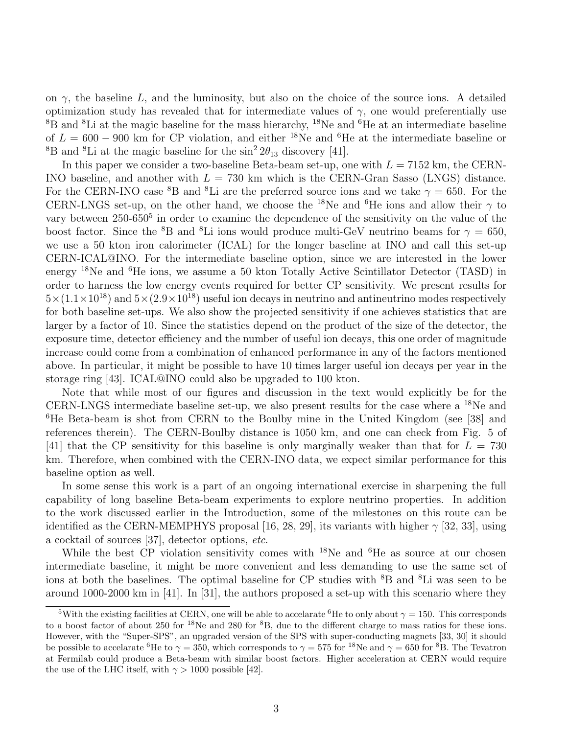on $\gamma$, the baseline $L$, and the luminosity, but also on the choice of the source ions. A detailed optimization study has revealed that for intermediate values of $\gamma$, one would preferentially use $^8$B and $^8$Li at the magic baseline for the mass hierarchy, $^{18}$Ne and $^6$He at an intermediate baseline of $L = 600-900$ km for CP violation, and either $^{18}$Ne and $^6$He at the intermediate baseline or $^8$B and $^8$Li at the magic baseline for the $\sin^2 2\theta_{13}$ discovery [41].

In this paper we consider a two-baseline Beta-beam set-up, one with $L = 7152$ km, the CERN-INO baseline, and another with $L = 730$ km which is the CERN-Gran Sasso (LNGS) distance. For the CERN-INO case $^8$B and $^8$Li are the preferred source ions and we take $\gamma = 650$. For the CERN-LNGS set-up, on the other hand, we choose the $^{18}$Ne and $^6$He ions and allow their $\gamma$ to vary between 250-650[5] in order to examine the dependence of the sensitivity on the value of the boost factor. Since the $^8$B and $^8$Li ions would produce multi-GeV neutrino beams for $\gamma = 650$, we use a 50 kton iron calorimeter (ICAL) for the longer baseline at INO and call this set-up CERN-ICAL@INO. For the intermediate baseline option, since we are interested in the lower energy $^{18}$Ne and $^6$He ions, we assume a 50 kton Totally Active Scintillator Detector (TASD) in order to harness the low energy events required for better CP sensitivity. We present results for $5\times(1.1\times10^{18})$ and $5\times(2.9\times10^{18})$ useful ion decays in neutrino and antineutrino modes respectively for both baseline set-ups. We also show the projected sensitivity if one achieves statistics that are larger by a factor of 10. Since the statistics depend on the product of the size of the detector, the exposure time, detector efficiency and the number of useful ion decays, this one order of magnitude increase could come from a combination of enhanced performance in any of the factors mentioned above. In particular, it might be possible to have 10 times larger useful ion decays per year in the storage ring [43]. ICAL@INO could also be upgraded to 100 kton.

Note that while most of our figures and discussion in the text would explicitly be for the CERN-LNGS intermediate baseline set-up, we also present results for the case where a $^{18}$Ne and $^6$He Beta-beam is shot from CERN to the Boulby mine in the United Kingdom (see [38] and references therein). The CERN-Boulby distance is 1050 km, and one can check from Fig. 5 of [41] that the CP sensitivity for this baseline is only marginally weaker than that for $L = 730$ km. Therefore, when combined with the CERN-INO data, we expect similar performance for this baseline option as well.

In some sense this work is a part of an ongoing international exercise in sharpening the full capability of long baseline Beta-beam experiments to explore neutrino properties. In addition to the work discussed earlier in the Introduction, some of the milestones on this route can be identified as the CERN-MEMPHYS proposal [16, 28, 29], its variants with higher $\gamma$ [32, 33], using a cocktail of sources [37], detector options, *etc.*

While the best CP violation sensitivity comes with $^{18}$Ne and $^6$He as source at our chosen intermediate baseline, it might be more convenient and less demanding to use the same set of ions at both the baselines. The optimal baseline for CP studies with $^8$B and $^8$Li was seen to be around 1000-2000 km in [41]. In [31], the authors proposed a set-up with this scenario where they

[5] With the existing facilities at CERN, one will be able to accalarate $^6$He to only about $\gamma = 150$. This corresponds to a boost factor of about 250 for $^{18}$Ne and 280 for $^8$B, due to the different charge to mass ratios for these ions. However, with the "Super-SPS", an upgraded version of the SPS with super-conducting magnets [33, 30] it should be possible to accalarate $^6$He to $\gamma = 350$, which corresponds to $\gamma = 575$ for $^{18}$Ne and $\gamma = 650$ for $^8$B. The Tevatron at Fermilab could produce a Beta-beam with similar boost factors. Higher acceleration at CERN would require the use of the LHC itself, with $\gamma > 1000$ possible [42].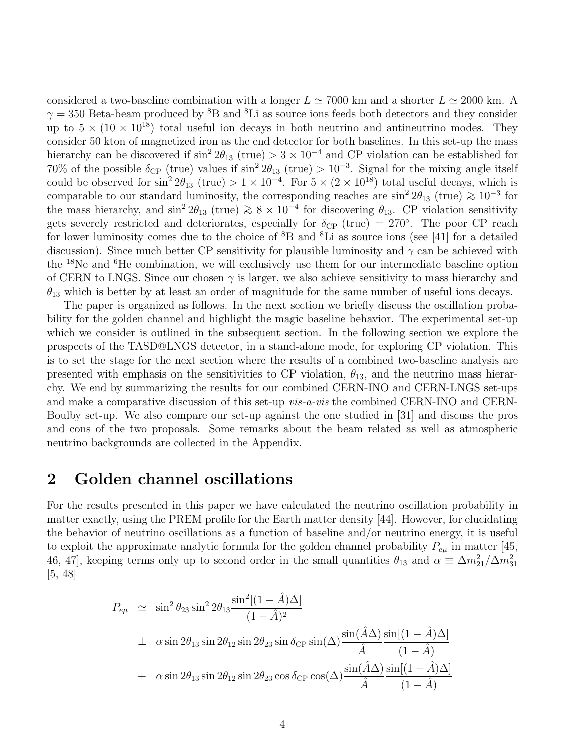considered a two-baseline combination with a longer $L \simeq 7000$ km and a shorter $L \simeq 2000$ km. A $\gamma = 350$ Beta-beam produced by $^8$B and $^8$Li as source ions feeds both detectors and they consider up to $5 \times (10 \times 10^{18})$ total useful ion decays in both neutrino and antineutrino modes. They consider 50 kton of magnetized iron as the end detector for both baselines. In this set-up the mass hierarchy can be discovered if $\sin^2 2\theta_{13}$ (true) $> 3 \times 10^{-4}$ and CP violation can be established for 70% of the possible $\delta_{\rm CP}$ (true) values if $\sin^2 2\theta_{13}$ (true) $> 10^{-3}$. Signal for the mixing angle itself could be observed for $\sin^2 2\theta_{13}$ (true) $> 1 \times 10^{-4}$. For $5 \times (2 \times 10^{18})$ total useful decays, which is comparable to our standard luminosity, the corresponding reaches are $\sin^2 2\theta_{13}$ (true) $\gtrsim 10^{-3}$ for the mass hierarchy, and $\sin^2 2\theta_{13}$ (true) $\gtrsim 8 \times 10^{-4}$ for discovering $\theta_{13}$. CP violation sensitivity gets severely restricted and deteriorates, especially for $\delta_{\rm CP}$ (true) $= 270^\circ$. The poor CP reach for lower luminosity comes due to the choice of $^8$B and $^8$Li as source ions (see [41] for a detailed discussion). Since much better CP sensitivity for plausible luminosity and $\gamma$ can be achieved with the $^{18}$Ne and $^6$He combination, we will exclusively use them for our intermediate baseline option of CERN to LNGS. Since our chosen $\gamma$ is larger, we also achieve sensitivity to mass hierarchy and $\theta_{13}$ which is better by at least an order of magnitude for the same number of useful ions decays.

The paper is organized as follows. In the next section we briefly discuss the oscillation probability for the golden channel and highlight the magic baseline behavior. The experimental set-up which we consider is outlined in the subsequent section. In the following section we explore the prospects of the TASD@LNGS detector, in a stand-alone mode, for exploring CP violation. This is to set the stage for the next section where the results of a combined two-baseline analysis are presented with emphasis on the sensitivities to CP violation, $\theta_{13}$, and the neutrino mass hierarchy. We end by summarizing the results for our combined CERN-INO and CERN-LNGS set-ups and make a comparative discussion of this set-up *vis-a-vis* the combined CERN-INO and CERN-Boulby set-up. We also compare our set-up against the one studied in [31] and discuss the pros and cons of the two proposals. Some remarks about the beam related as well as atmospheric neutrino backgrounds are collected in the Appendix.

## 2 Golden channel oscillations

For the results presented in this paper we have calculated the neutrino oscillation probability in matter exactly, using the PREM profile for the Earth matter density [44]. However, for elucidating the behavior of neutrino oscillations as a function of baseline and/or neutrino energy, it is useful to exploit the approximate analytic formula for the golden channel probability $P_{e\mu}$ in matter [45, 46, 47], keeping terms only up to second order in the small quantities $\theta_{13}$ and $\alpha \equiv \Delta m^2_{21}/\Delta m^2_{31}$ [5, 48]

$$
\begin{aligned}
P_{e\mu} \;\simeq\;& \sin^2\theta_{23}\sin^2 2\theta_{13}\frac{\sin^2[(1-\hat{A})\Delta]}{(1-\hat{A})^2} \\
&\pm\; \alpha \sin 2\theta_{13}\sin 2\theta_{12}\sin 2\theta_{23}\sin\delta_{\rm CP}\sin(\Delta)\frac{\sin(\hat{A}\Delta)}{\hat{A}}\frac{\sin[(1-\hat{A})\Delta]}{(1-\hat{A})} \\
&+\; \alpha \sin 2\theta_{13}\sin 2\theta_{12}\sin 2\theta_{23}\cos\delta_{\rm CP}\cos(\Delta)\frac{\sin(\hat{A}\Delta)}{\hat{A}}\frac{\sin[(1-\hat{A})\Delta]}{(1-\hat{A})}
\end{aligned}
$$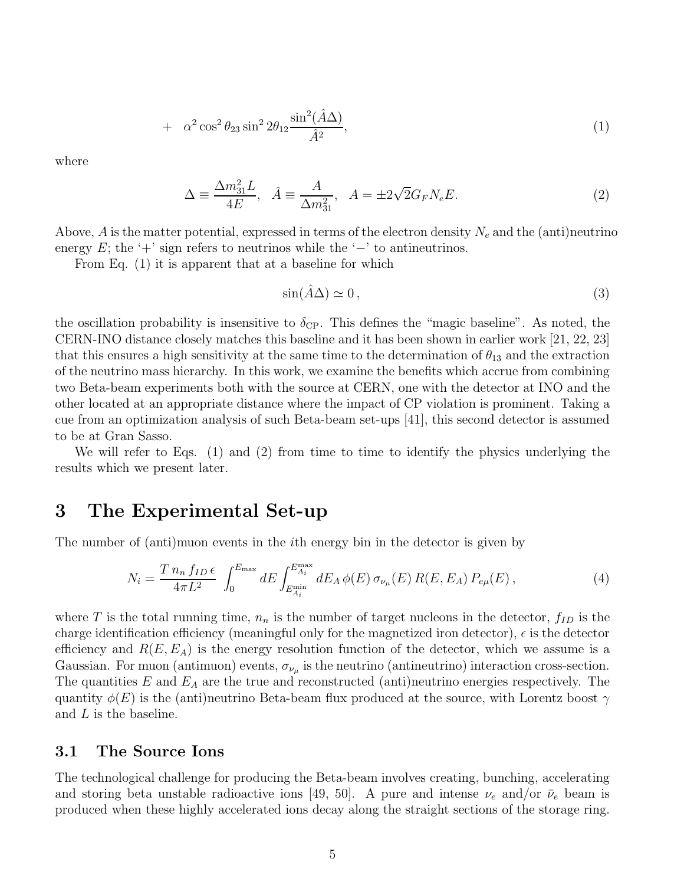$$+ \quad \alpha^2 \cos^2\theta_{23} \sin^2 2\theta_{12} \frac{\sin^2(\hat{A}\Delta)}{\hat{A}^2}, \tag{1}$$

where

$$\Delta \equiv \frac{\Delta m^2_{31} L}{4E}, \quad \hat{A} \equiv \frac{A}{\Delta m^2_{31}}, \quad A = \pm 2\sqrt{2} G_F N_e E. \tag{2}$$

Above, $A$ is the matter potential, expressed in terms of the electron density $N_e$ and the (anti)neutrino energy $E$; the '+' sign refers to neutrinos while the '$-$' to antineutrinos.

From Eq. (1) it is apparent that at a baseline for which

$$\sin(\hat{A}\Delta) \simeq 0\,, \tag{3}$$

the oscillation probability is insensitive to $\delta_{\rm CP}$. This defines the "magic baseline". As noted, the CERN-INO distance closely matches this baseline and it has been shown in earlier work [21, 22, 23] that this ensures a high sensitivity at the same time to the determination of $\theta_{13}$ and the extraction of the neutrino mass hierarchy. In this work, we examine the benefits which accrue from combining two Beta-beam experiments both with the source at CERN, one with the detector at INO and the other located at an appropriate distance where the impact of CP violation is prominent. Taking a cue from an optimization analysis of such Beta-beam set-ups [41], this second detector is assumed to be at Gran Sasso.

We will refer to Eqs. (1) and (2) from time to time to identify the physics underlying the results which we present later.

# 3 The Experimental Set-up

The number of (anti)muon events in the $i$th energy bin in the detector is given by

$$N_i = \frac{T\, n_n\, f_{ID}\, \epsilon}{4\pi L^2} \int_0^{E_{\rm max}} dE \int_{E^{\rm min}_{A_i}}^{E^{\rm max}_{A_i}} dE_A\, \phi(E)\, \sigma_{\nu_\mu}(E)\, R(E, E_A)\, P_{e\mu}(E)\,, \tag{4}$$

where $T$ is the total running time, $n_n$ is the number of target nucleons in the detector, $f_{ID}$ is the charge identification efficiency (meaningful only for the magnetized iron detector), $\epsilon$ is the detector efficiency and $R(E, E_A)$ is the energy resolution function of the detector, which we assume is a Gaussian. For muon (antimuon) events, $\sigma_{\nu_\mu}$ is the neutrino (antineutrino) interaction cross-section. The quantities $E$ and $E_A$ are the true and reconstructed (anti)neutrino energies respectively. The quantity $\phi(E)$ is the (anti)neutrino Beta-beam flux produced at the source, with Lorentz boost $\gamma$ and $L$ is the baseline.

## 3.1 The Source Ions

The technological challenge for producing the Beta-beam involves creating, bunching, accelerating and storing beta unstable radioactive ions [49, 50]. A pure and intense $\nu_e$ and/or $\bar{\nu}_e$ beam is produced when these highly accelerated ions decay along the straight sections of the storage ring.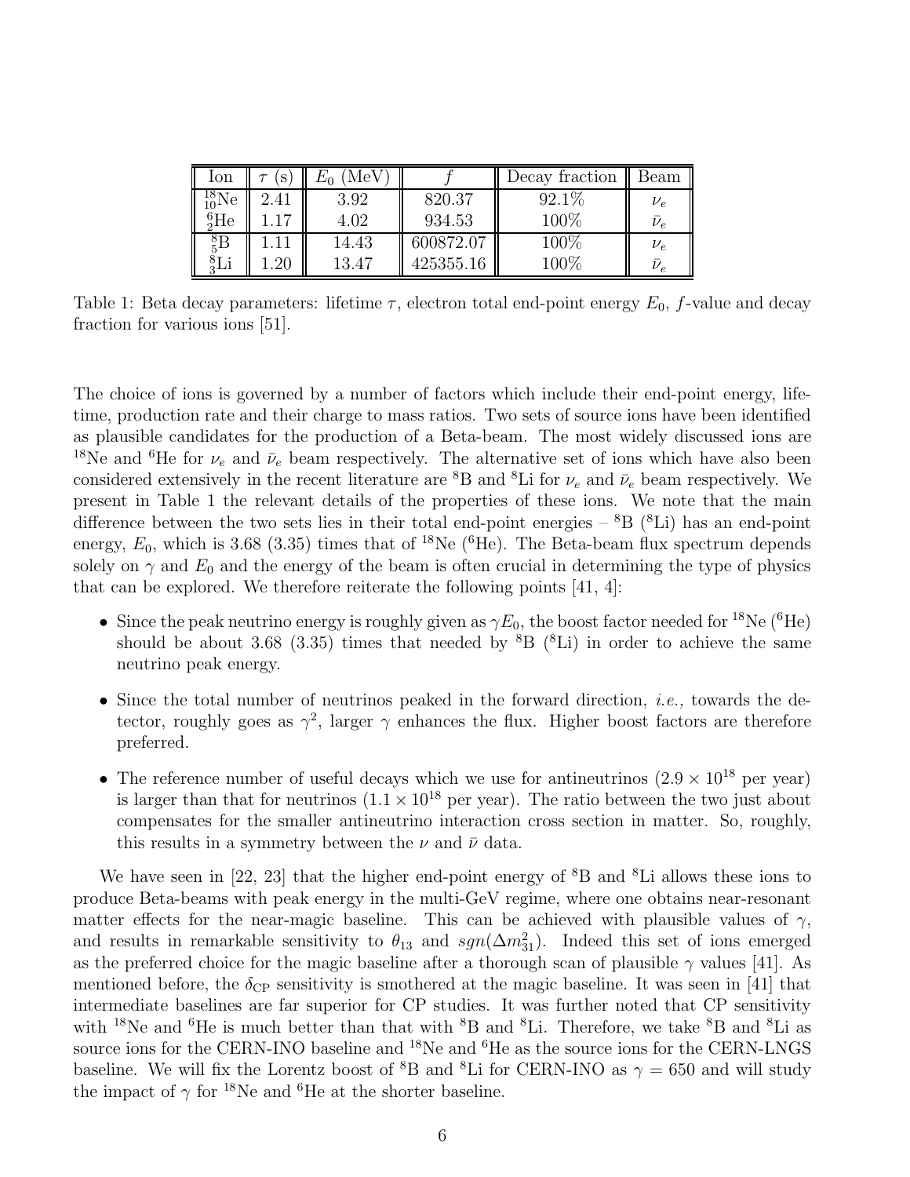| Ion | $\tau$ (s) | $E_0$ (MeV) | $f$ | Decay fraction | Beam |
|---|---|---|---|---|---|
| $^{18}_{10}$Ne | 2.41 | 3.92 | 820.37 | 92.1% | $\nu_e$ |
| $^{6}_{2}$He | 1.17 | 4.02 | 934.53 | 100% | $\bar{\nu}_e$ |
| $^{8}_{5}$B | 1.11 | 14.43 | 600872.07 | 100% | $\nu_e$ |
| $^{8}_{3}$Li | 1.20 | 13.47 | 425355.16 | 100% | $\bar{\nu}_e$ |

Table 1: Beta decay parameters: lifetime $\tau$, electron total end-point energy $E_0$, $f$-value and decay fraction for various ions [51].

The choice of ions is governed by a number of factors which include their end-point energy, lifetime, production rate and their charge to mass ratios. Two sets of source ions have been identified as plausible candidates for the production of a Beta-beam. The most widely discussed ions are $^{18}$Ne and $^{6}$He for $\nu_e$ and $\bar{\nu}_e$ beam respectively. The alternative set of ions which have also been considered extensively in the recent literature are $^{8}$B and $^{8}$Li for $\nu_e$ and $\bar{\nu}_e$ beam respectively. We present in Table 1 the relevant details of the properties of these ions. We note that the main difference between the two sets lies in their total end-point energies – $^{8}$B ($^{8}$Li) has an end-point energy, $E_0$, which is 3.68 (3.35) times that of $^{18}$Ne ($^{6}$He). The Beta-beam flux spectrum depends solely on $\gamma$ and $E_0$ and the energy of the beam is often crucial in determining the type of physics that can be explored. We therefore reiterate the following points [41, 4]:

- Since the peak neutrino energy is roughly given as $\gamma E_0$, the boost factor needed for $^{18}$Ne ($^{6}$He) should be about 3.68 (3.35) times that needed by $^{8}$B ($^{8}$Li) in order to achieve the same neutrino peak energy.
- Since the total number of neutrinos peaked in the forward direction, *i.e.,* towards the detector, roughly goes as $\gamma^2$, larger $\gamma$ enhances the flux. Higher boost factors are therefore preferred.
- The reference number of useful decays which we use for antineutrinos ($2.9 \times 10^{18}$ per year) is larger than that for neutrinos ($1.1 \times 10^{18}$ per year). The ratio between the two just about compensates for the smaller antineutrino interaction cross section in matter. So, roughly, this results in a symmetry between the $\nu$ and $\bar{\nu}$ data.

We have seen in [22, 23] that the higher end-point energy of $^{8}$B and $^{8}$Li allows these ions to produce Beta-beams with peak energy in the multi-GeV regime, where one obtains near-resonant matter effects for the near-magic baseline. This can be achieved with plausible values of $\gamma$, and results in remarkable sensitivity to $\theta_{13}$ and $sgn(\Delta m^2_{31})$. Indeed this set of ions emerged as the preferred choice for the magic baseline after a thorough scan of plausible $\gamma$ values [41]. As mentioned before, the $\delta_{\rm CP}$ sensitivity is smothered at the magic baseline. It was seen in [41] that intermediate baselines are far superior for CP studies. It was further noted that CP sensitivity with $^{18}$Ne and $^{6}$He is much better than that with $^{8}$B and $^{8}$Li. Therefore, we take $^{8}$B and $^{8}$Li as source ions for the CERN-INO baseline and $^{18}$Ne and $^{6}$He as the source ions for the CERN-LNGS baseline. We will fix the Lorentz boost of $^{8}$B and $^{8}$Li for CERN-INO as $\gamma = 650$ and will study the impact of $\gamma$ for $^{18}$Ne and $^{6}$He at the shorter baseline.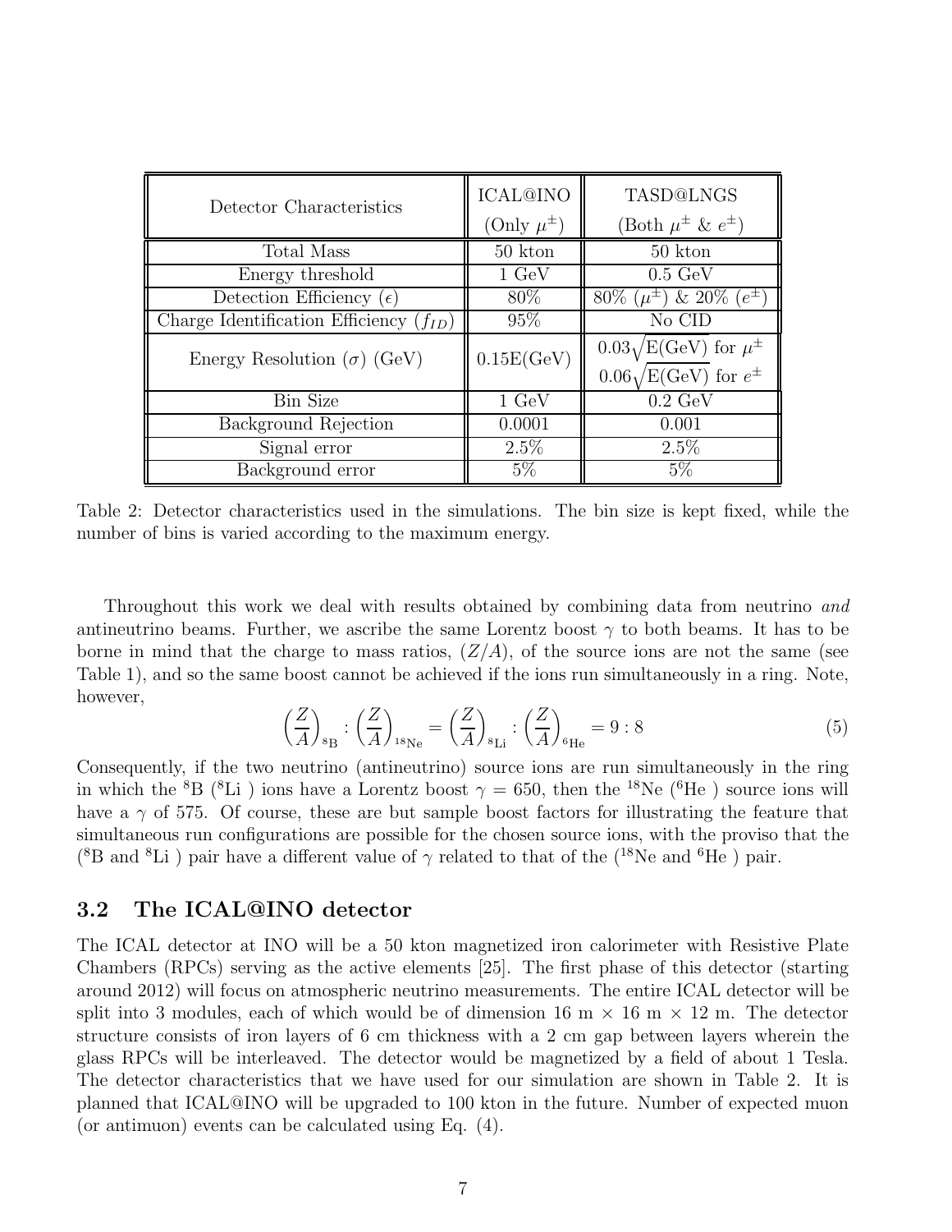| Detector Characteristics | ICAL@INO (Only $\mu^{\pm}$) | TASD@LNGS (Both $\mu^{\pm}$ & $e^{\pm}$) |
|---|---|---|
| Total Mass | 50 kton | 50 kton |
| Energy threshold | 1 GeV | 0.5 GeV |
| Detection Efficiency ($\epsilon$) | 80% | 80% ($\mu^{\pm}$) & 20% ($e^{\pm}$) |
| Charge Identification Efficiency ($f_{ID}$) | 95% | No CID |
| Energy Resolution ($\sigma$) (GeV) | 0.15E(GeV) | $0.03\sqrt{\text{E(GeV)}}$ for $\mu^{\pm}$ $0.06\sqrt{\text{E(GeV)}}$ for $e^{\pm}$ |
| Bin Size | 1 GeV | 0.2 GeV |
| Background Rejection | 0.0001 | 0.001 |
| Signal error | 2.5% | 2.5% |
| Background error | 5% | 5% |

Table 2: Detector characteristics used in the simulations. The bin size is kept fixed, while the number of bins is varied according to the maximum energy.

Throughout this work we deal with results obtained by combining data from neutrino *and* antineutrino beams. Further, we ascribe the same Lorentz boost $\gamma$ to both beams. It has to be borne in mind that the charge to mass ratios, $(Z/A)$, of the source ions are not the same (see Table 1), and so the same boost cannot be achieved if the ions run simultaneously in a ring. Note, however,

$$\left(\frac{Z}{A}\right)_{^{8}\text{B}} : \left(\frac{Z}{A}\right)_{^{18}\text{Ne}} = \left(\frac{Z}{A}\right)_{^{8}\text{Li}} : \left(\frac{Z}{A}\right)_{^{6}\text{He}} = 9:8 \tag{5}$$

Consequently, if the two neutrino (antineutrino) source ions are run simultaneously in the ring in which the $^{8}$B ($^{8}$Li ) ions have a Lorentz boost $\gamma = 650$, then the $^{18}$Ne ($^{6}$He ) source ions will have a $\gamma$ of 575. Of course, these are but sample boost factors for illustrating the feature that simultaneous run configurations are possible for the chosen source ions, with the proviso that the ($^{8}$B and $^{8}$Li ) pair have a different value of $\gamma$ related to that of the ($^{18}$Ne and $^{6}$He ) pair.

## 3.2 The ICAL@INO detector

The ICAL detector at INO will be a 50 kton magnetized iron calorimeter with Resistive Plate Chambers (RPCs) serving as the active elements [25]. The first phase of this detector (starting around 2012) will focus on atmospheric neutrino measurements. The entire ICAL detector will be split into 3 modules, each of which would be of dimension 16 m × 16 m × 12 m. The detector structure consists of iron layers of 6 cm thickness with a 2 cm gap between layers wherein the glass RPCs will be interleaved. The detector would be magnetized by a field of about 1 Tesla. The detector characteristics that we have used for our simulation are shown in Table 2. It is planned that ICAL@INO will be upgraded to 100 kton in the future. Number of expected muon (or antimuon) events can be calculated using Eq. (4).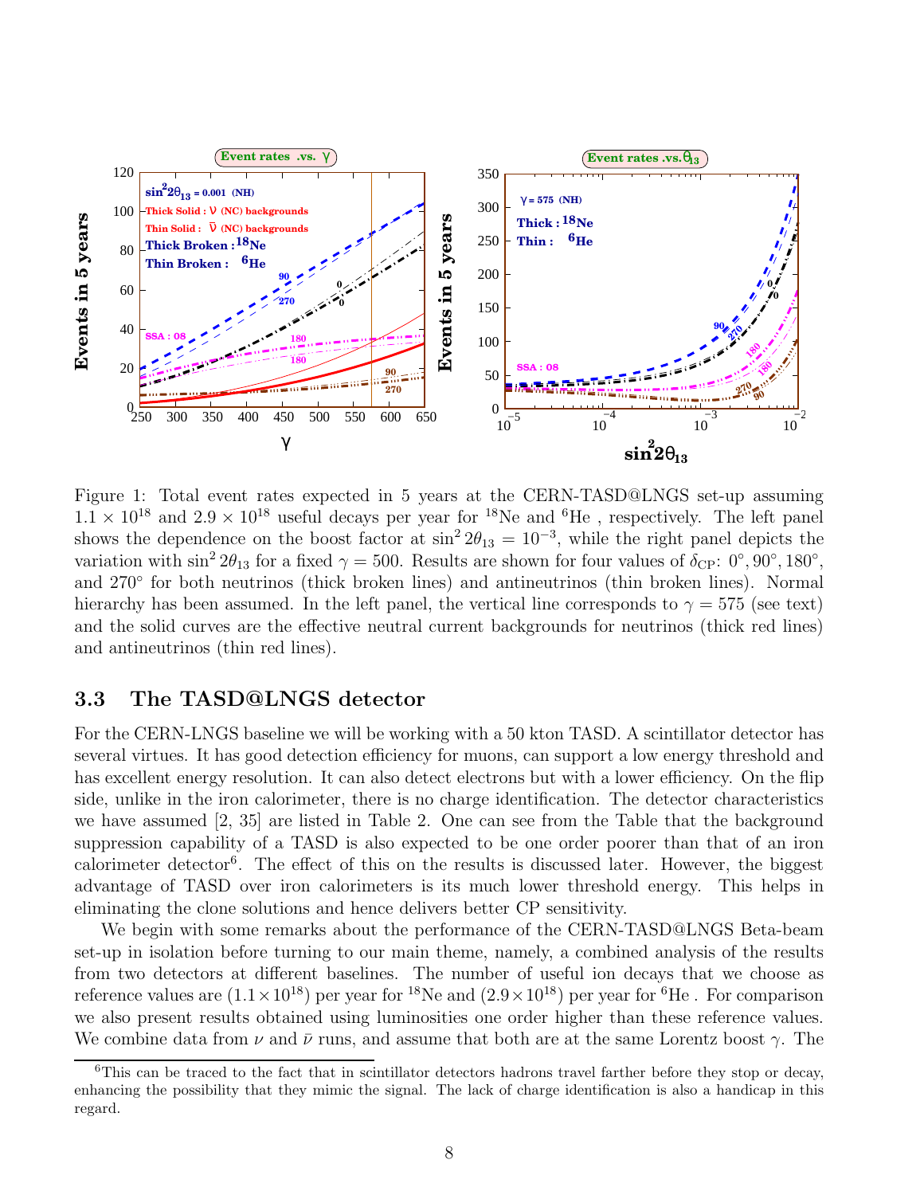Figure 1: Total event rates expected in 5 years at the CERN-TASD@LNGS set-up assuming $1.1 \times 10^{18}$ and $2.9 \times 10^{18}$ useful decays per year for $^{18}$Ne and $^{6}$He , respectively. The left panel shows the dependence on the boost factor at $\sin^2 2\theta_{13} = 10^{-3}$, while the right panel depicts the variation with $\sin^2 2\theta_{13}$ for a fixed $\gamma = 500$. Results are shown for four values of $\delta_{\rm CP}$: $0°, 90°, 180°$, and $270°$ for both neutrinos (thick broken lines) and antineutrinos (thin broken lines). Normal hierarchy has been assumed. In the left panel, the vertical line corresponds to $\gamma = 575$ (see text) and the solid curves are the effective neutral current backgrounds for neutrinos (thick red lines) and antineutrinos (thin red lines).

### 3.3 The TASD@LNGS detector

For the CERN-LNGS baseline we will be working with a 50 kton TASD. A scintillator detector has several virtues. It has good detection efficiency for muons, can support a low energy threshold and has excellent energy resolution. It can also detect electrons but with a lower efficiency. On the flip side, unlike in the iron calorimeter, there is no charge identification. The detector characteristics we have assumed [2, 35] are listed in Table 2. One can see from the Table that the background suppression capability of a TASD is also expected to be one order poorer than that of an iron calorimeter detector[6]. The effect of this on the results is discussed later. However, the biggest advantage of TASD over iron calorimeters is its much lower threshold energy. This helps in eliminating the clone solutions and hence delivers better CP sensitivity.

We begin with some remarks about the performance of the CERN-TASD@LNGS Beta-beam set-up in isolation before turning to our main theme, namely, a combined analysis of the results from two detectors at different baselines. The number of useful ion decays that we choose as reference values are $(1.1 \times 10^{18})$ per year for $^{18}$Ne and $(2.9 \times 10^{18})$ per year for $^{6}$He . For comparison we also present results obtained using luminosities one order higher than these reference values. We combine data from $\nu$ and $\bar{\nu}$ runs, and assume that both are at the same Lorentz boost $\gamma$. The

[6]This can be traced to the fact that in scintillator detectors hadrons travel farther before they stop or decay, enhancing the possibility that they mimic the signal. The lack of charge identification is also a handicap in this regard.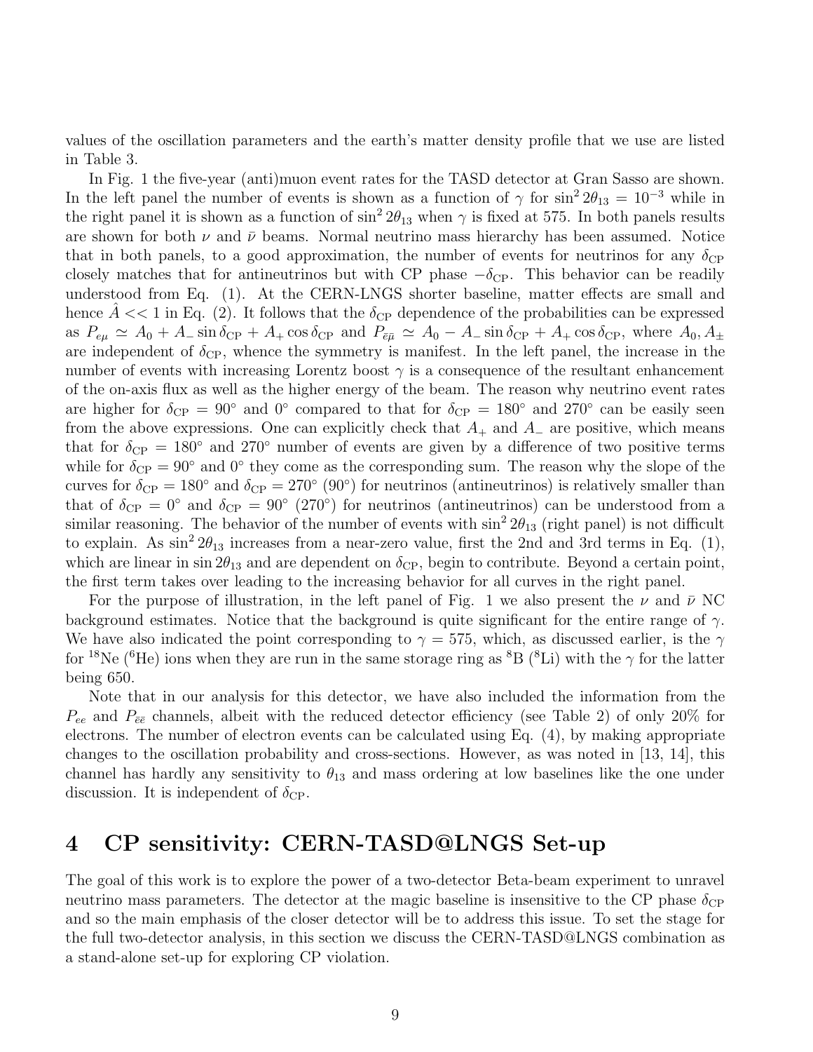values of the oscillation parameters and the earth's matter density profile that we use are listed in Table 3.

In Fig. 1 the five-year (anti)muon event rates for the TASD detector at Gran Sasso are shown. In the left panel the number of events is shown as a function of $\gamma$ for $\sin^2 2\theta_{13} = 10^{-3}$ while in the right panel it is shown as a function of $\sin^2 2\theta_{13}$ when $\gamma$ is fixed at 575. In both panels results are shown for both $\nu$ and $\bar{\nu}$ beams. Normal neutrino mass hierarchy has been assumed. Notice that in both panels, to a good approximation, the number of events for neutrinos for any $\delta_{\rm CP}$ closely matches that for antineutrinos but with CP phase $-\delta_{\rm CP}$. This behavior can be readily understood from Eq. (1). At the CERN-LNGS shorter baseline, matter effects are small and hence $\hat{A} << 1$ in Eq. (2). It follows that the $\delta_{\rm CP}$ dependence of the probabilities can be expressed as $P_{e\mu} \simeq A_0 + A_- \sin\delta_{\rm CP} + A_+ \cos\delta_{\rm CP}$ and $P_{\bar{e}\bar{\mu}} \simeq A_0 - A_- \sin\delta_{\rm CP} + A_+ \cos\delta_{\rm CP}$, where $A_0, A_\pm$ are independent of $\delta_{\rm CP}$, whence the symmetry is manifest. In the left panel, the increase in the number of events with increasing Lorentz boost $\gamma$ is a consequence of the resultant enhancement of the on-axis flux as well as the higher energy of the beam. The reason why neutrino event rates are higher for $\delta_{\rm CP} = 90^\circ$ and $0^\circ$ compared to that for $\delta_{\rm CP} = 180^\circ$ and $270^\circ$ can be easily seen from the above expressions. One can explicitly check that $A_+$ and $A_-$ are positive, which means that for $\delta_{\rm CP} = 180^\circ$ and $270^\circ$ number of events are given by a difference of two positive terms while for $\delta_{\rm CP} = 90^\circ$ and $0^\circ$ they come as the corresponding sum. The reason why the slope of the curves for $\delta_{\rm CP} = 180^\circ$ and $\delta_{\rm CP} = 270^\circ$ ($90^\circ$) for neutrinos (antineutrinos) is relatively smaller than that of $\delta_{\rm CP} = 0^\circ$ and $\delta_{\rm CP} = 90^\circ$ ($270^\circ$) for neutrinos (antineutrinos) can be understood from a similar reasoning. The behavior of the number of events with $\sin^2 2\theta_{13}$ (right panel) is not difficult to explain. As $\sin^2 2\theta_{13}$ increases from a near-zero value, first the 2nd and 3rd terms in Eq. (1), which are linear in $\sin 2\theta_{13}$ and are dependent on $\delta_{\rm CP}$, begin to contribute. Beyond a certain point, the first term takes over leading to the increasing behavior for all curves in the right panel.

For the purpose of illustration, in the left panel of Fig. 1 we also present the $\nu$ and $\bar{\nu}$ NC background estimates. Notice that the background is quite significant for the entire range of $\gamma$. We have also indicated the point corresponding to $\gamma = 575$, which, as discussed earlier, is the $\gamma$ for $^{18}$Ne ($^{6}$He) ions when they are run in the same storage ring as $^{8}$B ($^{8}$Li) with the $\gamma$ for the latter being 650.

Note that in our analysis for this detector, we have also included the information from the $P_{ee}$ and $P_{\bar{e}\bar{e}}$ channels, albeit with the reduced detector efficiency (see Table 2) of only 20% for electrons. The number of electron events can be calculated using Eq. (4), by making appropriate changes to the oscillation probability and cross-sections. However, as was noted in [13, 14], this channel has hardly any sensitivity to $\theta_{13}$ and mass ordering at low baselines like the one under discussion. It is independent of $\delta_{\rm CP}$.

# 4 CP sensitivity: CERN-TASD@LNGS Set-up

The goal of this work is to explore the power of a two-detector Beta-beam experiment to unravel neutrino mass parameters. The detector at the magic baseline is insensitive to the CP phase $\delta_{\rm CP}$ and so the main emphasis of the closer detector will be to address this issue. To set the stage for the full two-detector analysis, in this section we discuss the CERN-TASD@LNGS combination as a stand-alone set-up for exploring CP violation.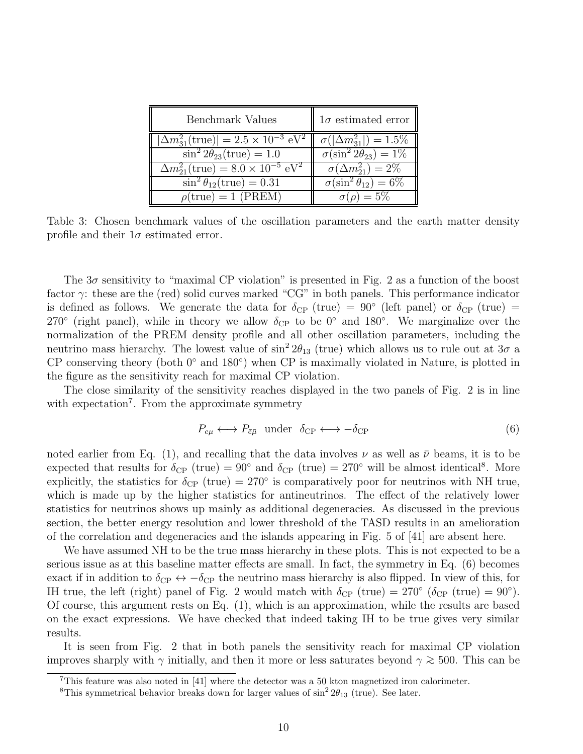| Benchmark Values | $1\sigma$ estimated error |
|---|---|
| $\lvert\Delta m^2_{31}(\text{true})\rvert = 2.5 \times 10^{-3}$ eV$^2$ | $\sigma(\lvert\Delta m^2_{31}\rvert) = 1.5\%$ |
| $\sin^2 2\theta_{23}(\text{true}) = 1.0$ | $\sigma(\sin^2 2\theta_{23}) = 1\%$ |
| $\Delta m^2_{21}(\text{true}) = 8.0 \times 10^{-5}$ eV$^2$ | $\sigma(\Delta m^2_{21}) = 2\%$ |
| $\sin^2 \theta_{12}(\text{true}) = 0.31$ | $\sigma(\sin^2 \theta_{12}) = 6\%$ |
| $\rho(\text{true}) = 1$ (PREM) | $\sigma(\rho) = 5\%$ |

Table 3: Chosen benchmark values of the oscillation parameters and the earth matter density profile and their $1\sigma$ estimated error.

The $3\sigma$ sensitivity to "maximal CP violation" is presented in Fig. 2 as a function of the boost factor $\gamma$: these are the (red) solid curves marked "CG" in both panels. This performance indicator is defined as follows. We generate the data for $\delta_{\rm CP}$ (true) = 90° (left panel) or $\delta_{\rm CP}$ (true) = 270° (right panel), while in theory we allow $\delta_{\rm CP}$ to be 0° and 180°. We marginalize over the normalization of the PREM density profile and all other oscillation parameters, including the neutrino mass hierarchy. The lowest value of $\sin^2 2\theta_{13}$ (true) which allows us to rule out at $3\sigma$ a CP conserving theory (both 0° and 180°) when CP is maximally violated in Nature, is plotted in the figure as the sensitivity reach for maximal CP violation.

The close similarity of the sensitivity reaches displayed in the two panels of Fig. 2 is in line with expectation[7]. From the approximate symmetry

$$P_{e\mu} \longleftrightarrow P_{\bar{e}\bar{\mu}} \;\; \text{under} \;\; \delta_{\rm CP} \longleftrightarrow -\delta_{\rm CP} \tag{6}$$

noted earlier from Eq. (1), and recalling that the data involves $\nu$ as well as $\bar{\nu}$ beams, it is to be expected that results for $\delta_{\rm CP}$ (true) = 90° and $\delta_{\rm CP}$ (true) = 270° will be almost identical[8]. More explicitly, the statistics for $\delta_{\rm CP}$ (true) = 270° is comparatively poor for neutrinos with NH true, which is made up by the higher statistics for antineutrinos. The effect of the relatively lower statistics for neutrinos shows up mainly as additional degeneracies. As discussed in the previous section, the better energy resolution and lower threshold of the TASD results in an amelioration of the correlation and degeneracies and the islands appearing in Fig. 5 of [41] are absent here.

We have assumed NH to be the true mass hierarchy in these plots. This is not expected to be a serious issue as at this baseline matter effects are small. In fact, the symmetry in Eq. (6) becomes exact if in addition to $\delta_{\rm CP} \leftrightarrow -\delta_{\rm CP}$ the neutrino mass hierarchy is also flipped. In view of this, for IH true, the left (right) panel of Fig. 2 would match with $\delta_{\rm CP}$ (true) = 270° ($\delta_{\rm CP}$ (true) = 90°). Of course, this argument rests on Eq. (1), which is an approximation, while the results are based on the exact expressions. We have checked that indeed taking IH to be true gives very similar results.

It is seen from Fig. 2 that in both panels the sensitivity reach for maximal CP violation improves sharply with $\gamma$ initially, and then it more or less saturates beyond $\gamma \gtrsim 500$. This can be

[7]This feature was also noted in [41] where the detector was a 50 kton magnetized iron calorimeter.

[8]This symmetrical behavior breaks down for larger values of $\sin^2 2\theta_{13}$ (true). See later.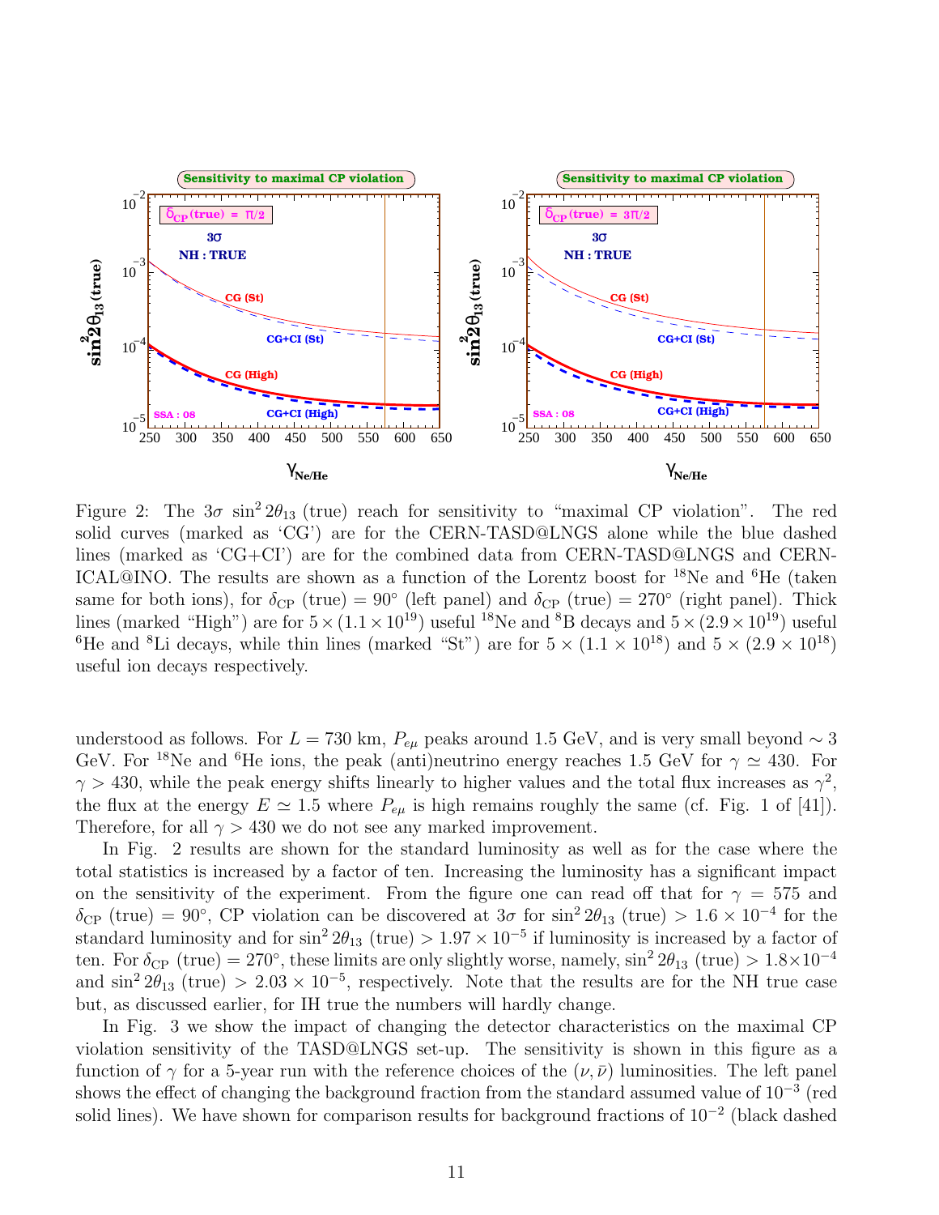Sensitivity to maximal CP violation

$\delta_{CP}$(true) = $\pi/2$

3σ

NH : TRUE

CG (St)

CG+CI (St)

CG (High)

CG+CI (High)

SSA : 08

$\sin^2 2\theta_{13}$ (true)

$10^{-2}$ $10^{-3}$ $10^{-4}$ $10^{-5}$

250 300 350 400 450 500 550 600 650

$\gamma_{Ne/He}$

Sensitivity to maximal CP violation

$\delta_{CP}$(true) = $3\pi/2$

3σ

NH : TRUE

CG (St)

CG+CI (St)

CG (High)

CG+CI (High)

SSA : 08

$\sin^2 2\theta_{13}$ (true)

$10^{-2}$ $10^{-3}$ $10^{-4}$ $10^{-5}$

250 300 350 400 450 500 550 600 650

$\gamma_{Ne/He}$

Figure 2: The $3\sigma$ $\sin^2 2\theta_{13}$ (true) reach for sensitivity to "maximal CP violation". The red solid curves (marked as 'CG') are for the CERN-TASD@LNGS alone while the blue dashed lines (marked as 'CG+CI') are for the combined data from CERN-TASD@LNGS and CERN-ICAL@INO. The results are shown as a function of the Lorentz boost for $^{18}$Ne and $^{6}$He (taken same for both ions), for $\delta_{\rm CP}$ (true) = 90° (left panel) and $\delta_{\rm CP}$ (true) = 270° (right panel). Thick lines (marked "High") are for $5 \times (1.1 \times 10^{19})$ useful $^{18}$Ne and $^{8}$B decays and $5 \times (2.9 \times 10^{19})$ useful $^{6}$He and $^{8}$Li decays, while thin lines (marked "St") are for $5 \times (1.1 \times 10^{18})$ and $5 \times (2.9 \times 10^{18})$ useful ion decays respectively.

understood as follows. For $L = 730$ km, $P_{e\mu}$ peaks around 1.5 GeV, and is very small beyond $\sim 3$ GeV. For $^{18}$Ne and $^{6}$He ions, the peak (anti)neutrino energy reaches 1.5 GeV for $\gamma \simeq 430$. For $\gamma > 430$, while the peak energy shifts linearly to higher values and the total flux increases as $\gamma^2$, the flux at the energy $E \simeq 1.5$ where $P_{e\mu}$ is high remains roughly the same (cf. Fig. 1 of [41]). Therefore, for all $\gamma > 430$ we do not see any marked improvement.

In Fig. 2 results are shown for the standard luminosity as well as for the case where the total statistics is increased by a factor of ten. Increasing the luminosity has a significant impact on the sensitivity of the experiment. From the figure one can read off that for $\gamma = 575$ and $\delta_{\rm CP}$ (true) = 90°, CP violation can be discovered at $3\sigma$ for $\sin^2 2\theta_{13}$ (true) $> 1.6 \times 10^{-4}$ for the standard luminosity and for $\sin^2 2\theta_{13}$ (true) $> 1.97 \times 10^{-5}$ if luminosity is increased by a factor of ten. For $\delta_{\rm CP}$ (true) = 270°, these limits are only slightly worse, namely, $\sin^2 2\theta_{13}$ (true) $> 1.8 \times 10^{-4}$ and $\sin^2 2\theta_{13}$ (true) $> 2.03 \times 10^{-5}$, respectively. Note that the results are for the NH true case but, as discussed earlier, for IH true the numbers will hardly change.

In Fig. 3 we show the impact of changing the detector characteristics on the maximal CP violation sensitivity of the TASD@LNGS set-up. The sensitivity is shown in this figure as a function of $\gamma$ for a 5-year run with the reference choices of the $(\nu, \bar{\nu})$ luminosities. The left panel shows the effect of changing the background fraction from the standard assumed value of $10^{-3}$ (red solid lines). We have shown for comparison results for background fractions of $10^{-2}$ (black dashed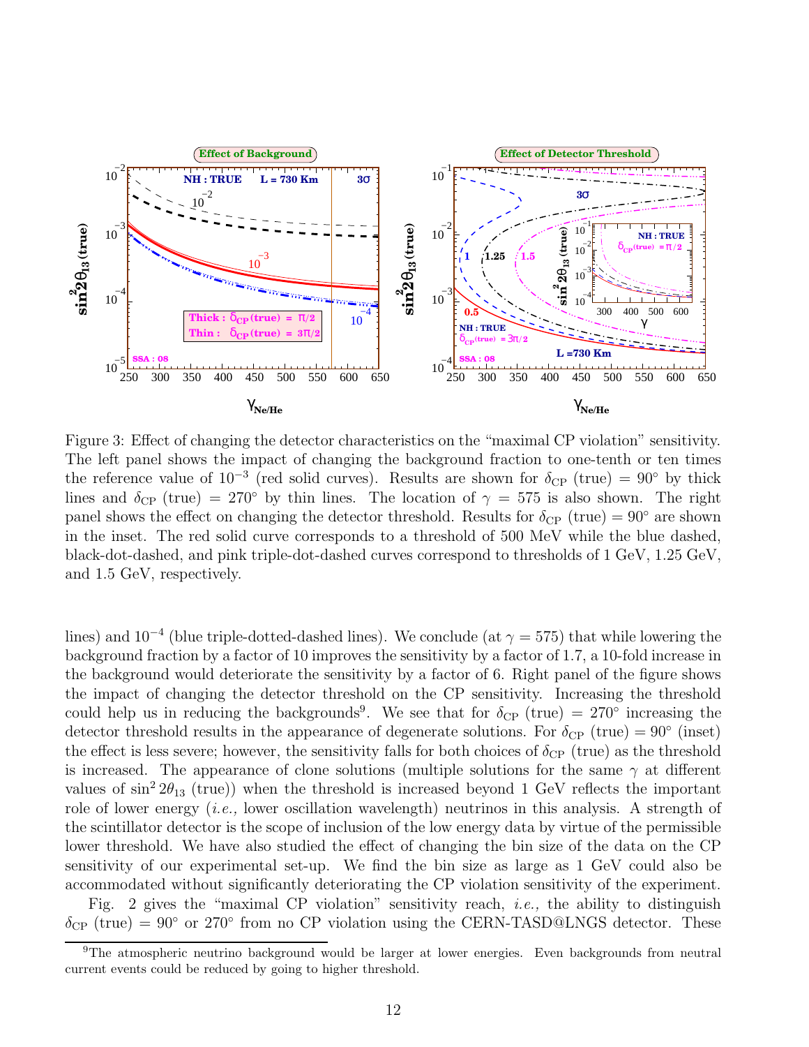Effect of Background

NH : TRUE L = 730 Km 3σ

$10^{-2}$

$10^{-3}$

$10^{-4}$

Thick : $\delta_{CP}$(true) = π/2

Thin : $\delta_{CP}$(true) = 3π/2

SSA : 08

$\sin^2 2\theta_{13}$ (true)

$\gamma_{Ne/He}$

250 300 350 400 450 500 550 600 650

Effect of Detector Threshold

3σ

1 1.25 1.5

0.5

NH : TRUE

$\delta_{CP}$(true) = 3π/2

SSA : 08

L = 730 Km

NH : TRUE

$\delta_{CP}$(true) = π/2

γ

300 400 500 600

$\sin^2 2\theta_{13}$ (true)

$\gamma_{Ne/He}$

250 300 350 400 450 500 550 600 650

Figure 3: Effect of changing the detector characteristics on the "maximal CP violation" sensitivity. The left panel shows the impact of changing the background fraction to one-tenth or ten times the reference value of $10^{-3}$ (red solid curves). Results are shown for $\delta_{CP}$ (true) = 90° by thick lines and $\delta_{CP}$ (true) = 270° by thin lines. The location of $\gamma$ = 575 is also shown. The right panel shows the effect on changing the detector threshold. Results for $\delta_{CP}$ (true) = 90° are shown in the inset. The red solid curve corresponds to a threshold of 500 MeV while the blue dashed, black-dot-dashed, and pink triple-dot-dashed curves correspond to thresholds of 1 GeV, 1.25 GeV, and 1.5 GeV, respectively.

lines) and $10^{-4}$ (blue triple-dotted-dashed lines). We conclude (at $\gamma = 575$) that while lowering the background fraction by a factor of 10 improves the sensitivity by a factor of 1.7, a 10-fold increase in the background would deteriorate the sensitivity by a factor of 6. Right panel of the figure shows the impact of changing the detector threshold on the CP sensitivity. Increasing the threshold could help us in reducing the backgrounds[9]. We see that for $\delta_{CP}$ (true) = 270° increasing the detector threshold results in the appearance of degenerate solutions. For $\delta_{CP}$ (true) = 90° (inset) the effect is less severe; however, the sensitivity falls for both choices of $\delta_{CP}$ (true) as the threshold is increased. The appearance of clone solutions (multiple solutions for the same $\gamma$ at different values of $\sin^2 2\theta_{13}$ (true)) when the threshold is increased beyond 1 GeV reflects the important role of lower energy (*i.e.,* lower oscillation wavelength) neutrinos in this analysis. A strength of the scintillator detector is the scope of inclusion of the low energy data by virtue of the permissible lower threshold. We have also studied the effect of changing the bin size of the data on the CP sensitivity of our experimental set-up. We find the bin size as large as 1 GeV could also be accommodated without significantly deteriorating the CP violation sensitivity of the experiment.

Fig. 2 gives the "maximal CP violation" sensitivity reach, *i.e.,* the ability to distinguish $\delta_{CP}$ (true) = 90° or 270° from no CP violation using the CERN-TASD@LNGS detector. These

[9]The atmospheric neutrino background would be larger at lower energies. Even backgrounds from neutral current events could be reduced by going to higher threshold.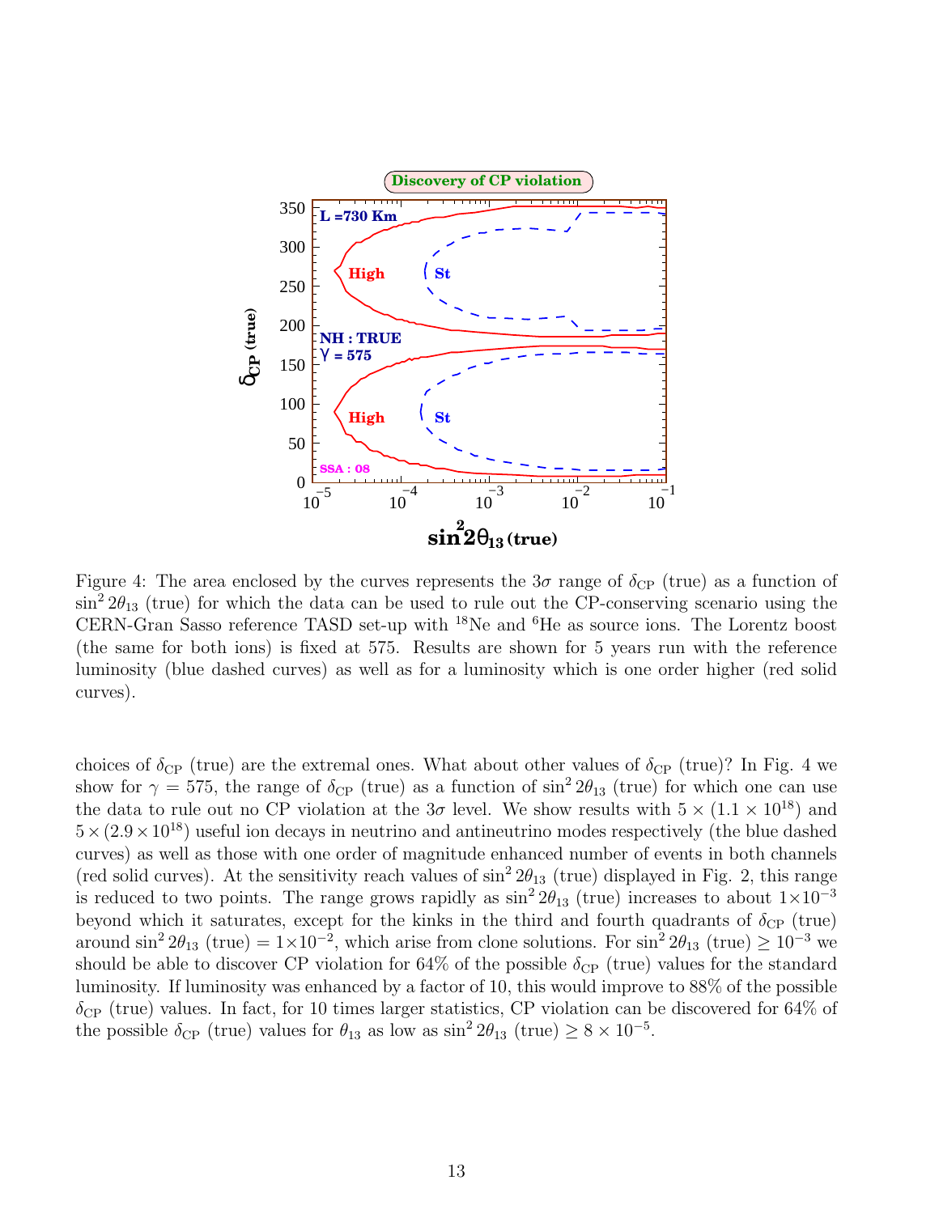Discovery of CP violation

L =730 Km

High

St

NH : TRUE

$\gamma$ = 575

High

St

SSA : 08

350

300

250

200

150

100

50

0

$10^{-5}$ $10^{-4}$ $10^{-3}$ $10^{-2}$ $10^{-1}$

$\delta_{CP}$ (true)

$\sin^2 2\theta_{13}$ (true)

Figure 4: The area enclosed by the curves represents the $3\sigma$ range of $\delta_{\rm CP}$ (true) as a function of $\sin^2 2\theta_{13}$ (true) for which the data can be used to rule out the CP-conserving scenario using the CERN-Gran Sasso reference TASD set-up with $^{18}$Ne and $^{6}$He as source ions. The Lorentz boost (the same for both ions) is fixed at 575. Results are shown for 5 years run with the reference luminosity (blue dashed curves) as well as for a luminosity which is one order higher (red solid curves).

choices of $\delta_{\rm CP}$ (true) are the extremal ones. What about other values of $\delta_{\rm CP}$ (true)? In Fig. 4 we show for $\gamma = 575$, the range of $\delta_{\rm CP}$ (true) as a function of $\sin^2 2\theta_{13}$ (true) for which one can use the data to rule out no CP violation at the $3\sigma$ level. We show results with $5 \times (1.1 \times 10^{18})$ and $5 \times (2.9 \times 10^{18})$ useful ion decays in neutrino and antineutrino modes respectively (the blue dashed curves) as well as those with one order of magnitude enhanced number of events in both channels (red solid curves). At the sensitivity reach values of $\sin^2 2\theta_{13}$ (true) displayed in Fig. 2, this range is reduced to two points. The range grows rapidly as $\sin^2 2\theta_{13}$ (true) increases to about $1 \times 10^{-3}$ beyond which it saturates, except for the kinks in the third and fourth quadrants of $\delta_{\rm CP}$ (true) around $\sin^2 2\theta_{13}$ (true) $= 1 \times 10^{-2}$, which arise from clone solutions. For $\sin^2 2\theta_{13}$ (true) $\geq 10^{-3}$ we should be able to discover CP violation for 64% of the possible $\delta_{\rm CP}$ (true) values for the standard luminosity. If luminosity was enhanced by a factor of 10, this would improve to 88% of the possible $\delta_{\rm CP}$ (true) values. In fact, for 10 times larger statistics, CP violation can be discovered for 64% of the possible $\delta_{\rm CP}$ (true) values for $\theta_{13}$ as low as $\sin^2 2\theta_{13}$ (true) $\geq 8 \times 10^{-5}$.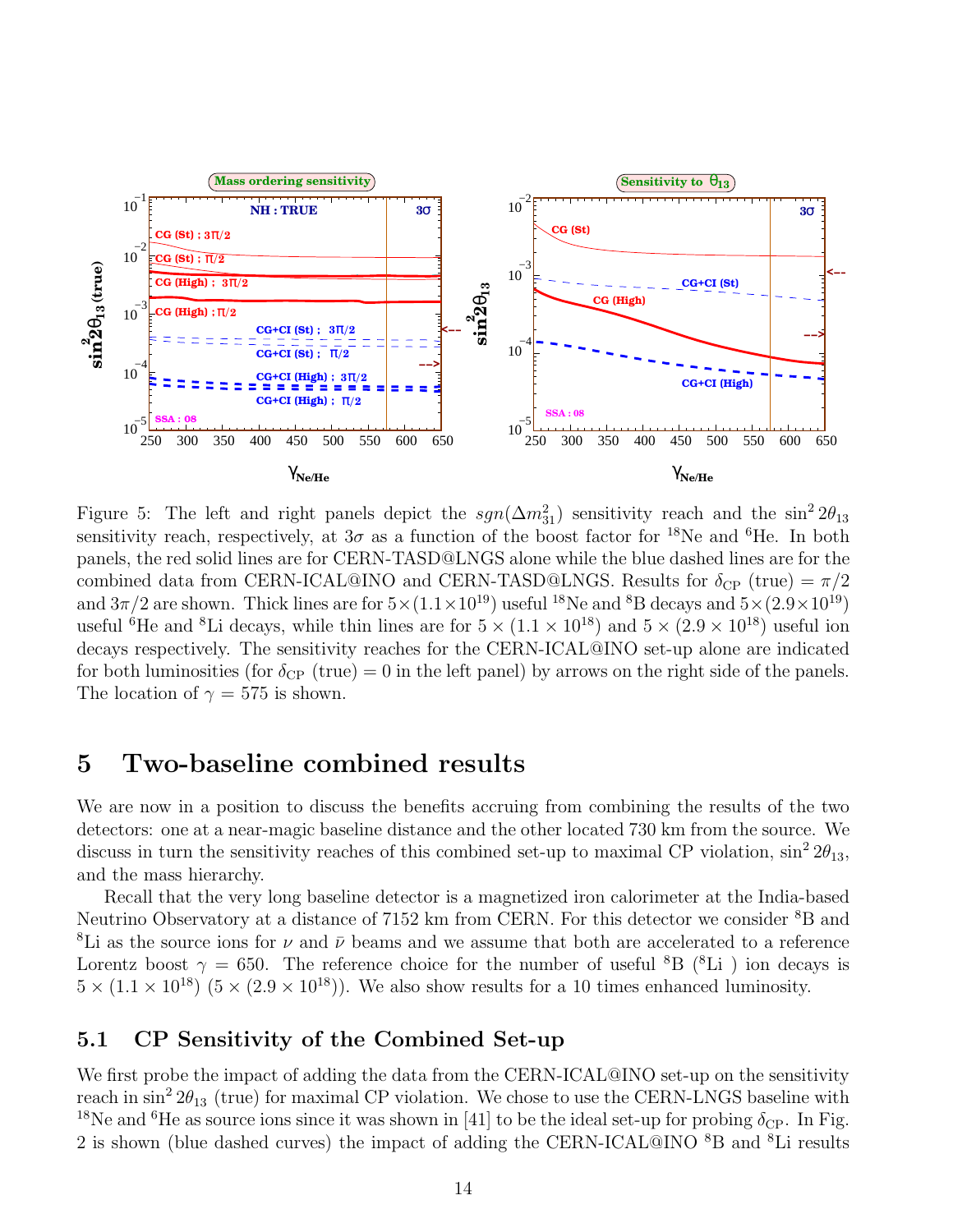Mass ordering sensitivity

NH : TRUE

3σ

CG (St) ; 3π/2

CG (St) ; π/2

CG (High) ; 3π/2

CG (High) ; π/2

CG+CI (St) ; 3π/2

CG+CI (St) ; π/2

CG+CI (High) ; 3π/2

CG+CI (High) ; π/2

SSA : 08

$\sin^2 2\theta_{13}$ (true)

$\gamma_{Ne/He}$

Sensitivity to $\theta_{13}$

3σ

CG (St)

CG+CI (St)

CG (High)

CG+CI (High)

SSA : 08

$\sin^2 2\theta_{13}$

$\gamma_{Ne/He}$

Figure 5: The left and right panels depict the $sgn(\Delta m^2_{31})$ sensitivity reach and the $\sin^2 2\theta_{13}$ sensitivity reach, respectively, at $3\sigma$ as a function of the boost factor for $^{18}$Ne and $^{6}$He. In both panels, the red solid lines are for CERN-TASD@LNGS alone while the blue dashed lines are for the combined data from CERN-ICAL@INO and CERN-TASD@LNGS. Results for $\delta_{CP}$ (true) $= \pi/2$ and $3\pi/2$ are shown. Thick lines are for $5\times(1.1\times10^{19})$ useful $^{18}$Ne and $^{8}$B decays and $5\times(2.9\times10^{19})$ useful $^{6}$He and $^{8}$Li decays, while thin lines are for $5\times(1.1\times10^{18})$ and $5\times(2.9\times10^{18})$ useful ion decays respectively. The sensitivity reaches for the CERN-ICAL@INO set-up alone are indicated for both luminosities (for $\delta_{CP}$ (true) $= 0$ in the left panel) by arrows on the right side of the panels. The location of $\gamma = 575$ is shown.

## 5 Two-baseline combined results

We are now in a position to discuss the benefits accruing from combining the results of the two detectors: one at a near-magic baseline distance and the other located 730 km from the source. We discuss in turn the sensitivity reaches of this combined set-up to maximal CP violation, $\sin^2 2\theta_{13}$, and the mass hierarchy.

Recall that the very long baseline detector is a magnetized iron calorimeter at the India-based Neutrino Observatory at a distance of 7152 km from CERN. For this detector we consider $^{8}$B and $^{8}$Li as the source ions for $\nu$ and $\bar{\nu}$ beams and we assume that both are accelerated to a reference Lorentz boost $\gamma = 650$. The reference choice for the number of useful $^{8}$B ($^{8}$Li ) ion decays is $5\times(1.1\times10^{18})$ ($5\times(2.9\times10^{18})$). We also show results for a 10 times enhanced luminosity.

### 5.1 CP Sensitivity of the Combined Set-up

We first probe the impact of adding the data from the CERN-ICAL@INO set-up on the sensitivity reach in $\sin^2 2\theta_{13}$ (true) for maximal CP violation. We chose to use the CERN-LNGS baseline with $^{18}$Ne and $^{6}$He as source ions since it was shown in [41] to be the ideal set-up for probing $\delta_{CP}$. In Fig. 2 is shown (blue dashed curves) the impact of adding the CERN-ICAL@INO $^{8}$B and $^{8}$Li results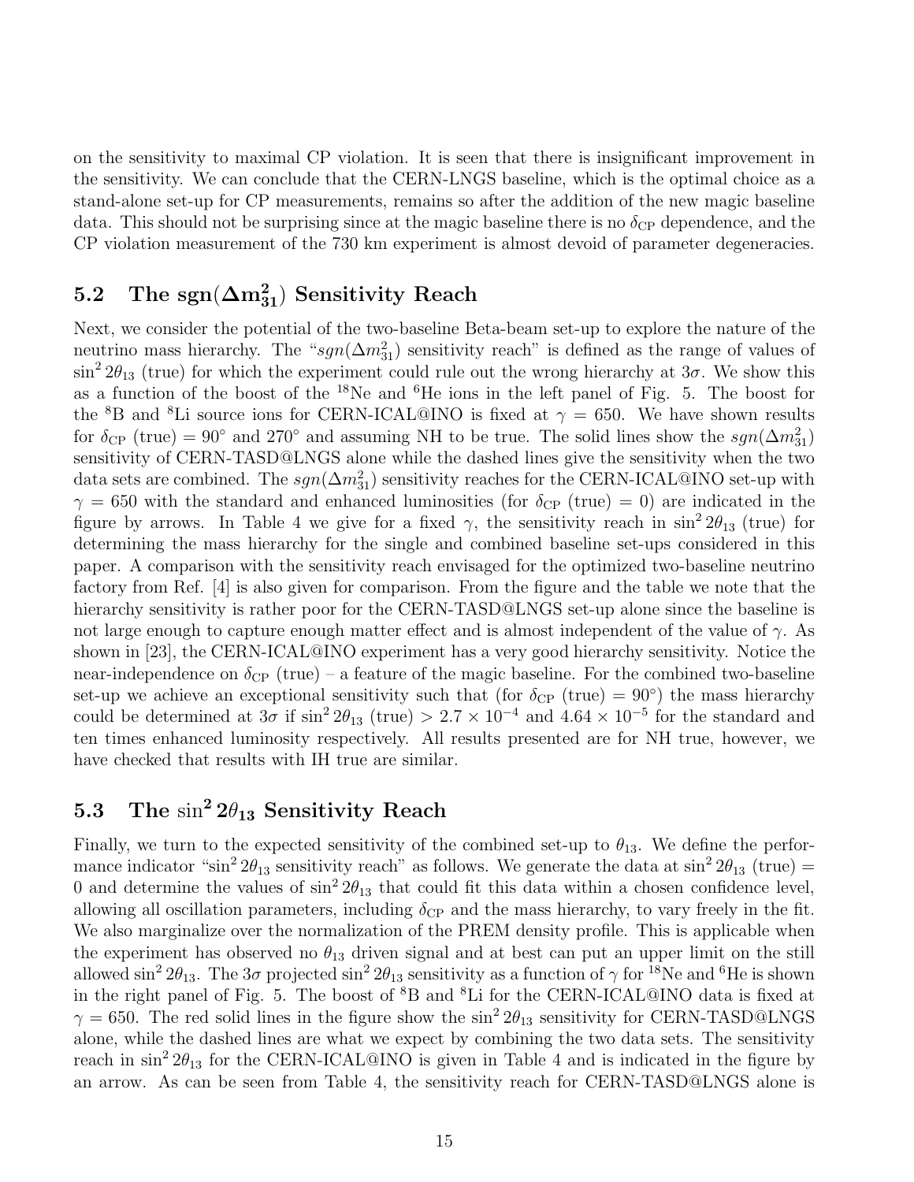on the sensitivity to maximal CP violation. It is seen that there is insignificant improvement in the sensitivity. We can conclude that the CERN-LNGS baseline, which is the optimal choice as a stand-alone set-up for CP measurements, remains so after the addition of the new magic baseline data. This should not be surprising since at the magic baseline there is no $\delta_{\rm CP}$ dependence, and the CP violation measurement of the 730 km experiment is almost devoid of parameter degeneracies.

## 5.2 The $\mathbf{sgn(\Delta m^2_{31})}$ Sensitivity Reach

Next, we consider the potential of the two-baseline Beta-beam set-up to explore the nature of the neutrino mass hierarchy. The "$sgn(\Delta m^2_{31})$ sensitivity reach" is defined as the range of values of $\sin^2 2\theta_{13}$ (true) for which the experiment could rule out the wrong hierarchy at $3\sigma$. We show this as a function of the boost of the $^{18}$Ne and $^{6}$He ions in the left panel of Fig. 5. The boost for the $^{8}$B and $^{8}$Li source ions for CERN-ICAL@INO is fixed at $\gamma = 650$. We have shown results for $\delta_{\rm CP}$ (true) $= 90^\circ$ and $270^\circ$ and assuming NH to be true. The solid lines show the $sgn(\Delta m^2_{31})$ sensitivity of CERN-TASD@LNGS alone while the dashed lines give the sensitivity when the two data sets are combined. The $sgn(\Delta m^2_{31})$ sensitivity reaches for the CERN-ICAL@INO set-up with $\gamma = 650$ with the standard and enhanced luminosities (for $\delta_{\rm CP}$ (true) $= 0$) are indicated in the figure by arrows. In Table 4 we give for a fixed $\gamma$, the sensitivity reach in $\sin^2 2\theta_{13}$ (true) for determining the mass hierarchy for the single and combined baseline set-ups considered in this paper. A comparison with the sensitivity reach envisaged for the optimized two-baseline neutrino factory from Ref. [4] is also given for comparison. From the figure and the table we note that the hierarchy sensitivity is rather poor for the CERN-TASD@LNGS set-up alone since the baseline is not large enough to capture enough matter effect and is almost independent of the value of $\gamma$. As shown in [23], the CERN-ICAL@INO experiment has a very good hierarchy sensitivity. Notice the near-independence on $\delta_{\rm CP}$ (true) – a feature of the magic baseline. For the combined two-baseline set-up we achieve an exceptional sensitivity such that (for $\delta_{\rm CP}$ (true) $= 90^\circ$) the mass hierarchy could be determined at $3\sigma$ if $\sin^2 2\theta_{13}$ (true) $> 2.7 \times 10^{-4}$ and $4.64 \times 10^{-5}$ for the standard and ten times enhanced luminosity respectively. All results presented are for NH true, however, we have checked that results with IH true are similar.

## 5.3 The $\mathbf{\sin^2 2\theta_{13}}$ Sensitivity Reach

Finally, we turn to the expected sensitivity of the combined set-up to $\theta_{13}$. We define the performance indicator "$\sin^2 2\theta_{13}$ sensitivity reach" as follows. We generate the data at $\sin^2 2\theta_{13}$ (true) $=$ 0 and determine the values of $\sin^2 2\theta_{13}$ that could fit this data within a chosen confidence level, allowing all oscillation parameters, including $\delta_{\rm CP}$ and the mass hierarchy, to vary freely in the fit. We also marginalize over the normalization of the PREM density profile. This is applicable when the experiment has observed no $\theta_{13}$ driven signal and at best can put an upper limit on the still allowed $\sin^2 2\theta_{13}$. The $3\sigma$ projected $\sin^2 2\theta_{13}$ sensitivity as a function of $\gamma$ for $^{18}$Ne and $^{6}$He is shown in the right panel of Fig. 5. The boost of $^{8}$B and $^{8}$Li for the CERN-ICAL@INO data is fixed at $\gamma = 650$. The red solid lines in the figure show the $\sin^2 2\theta_{13}$ sensitivity for CERN-TASD@LNGS alone, while the dashed lines are what we expect by combining the two data sets. The sensitivity reach in $\sin^2 2\theta_{13}$ for the CERN-ICAL@INO is given in Table 4 and is indicated in the figure by an arrow. As can be seen from Table 4, the sensitivity reach for CERN-TASD@LNGS alone is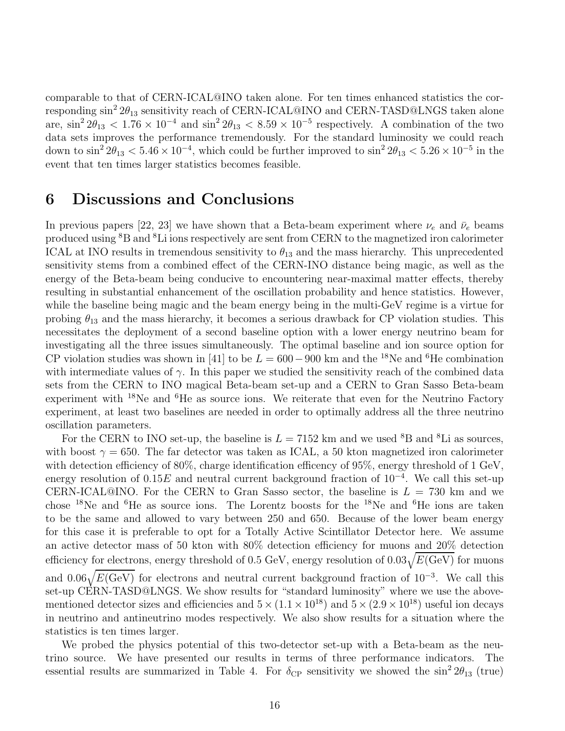comparable to that of CERN-ICAL@INO taken alone. For ten times enhanced statistics the corresponding $\sin^2 2\theta_{13}$ sensitivity reach of CERN-ICAL@INO and CERN-TASD@LNGS taken alone are, $\sin^2 2\theta_{13} < 1.76 \times 10^{-4}$ and $\sin^2 2\theta_{13} < 8.59 \times 10^{-5}$ respectively. A combination of the two data sets improves the performance tremendously. For the standard luminosity we could reach down to $\sin^2 2\theta_{13} < 5.46 \times 10^{-4}$, which could be further improved to $\sin^2 2\theta_{13} < 5.26 \times 10^{-5}$ in the event that ten times larger statistics becomes feasible.

## 6 Discussions and Conclusions

In previous papers [22, 23] we have shown that a Beta-beam experiment where $\nu_e$ and $\bar{\nu}_e$ beams produced using $^8$B and $^8$Li ions respectively are sent from CERN to the magnetized iron calorimeter ICAL at INO results in tremendous sensitivity to $\theta_{13}$ and the mass hierarchy. This unprecedented sensitivity stems from a combined effect of the CERN-INO distance being magic, as well as the energy of the Beta-beam being conducive to encountering near-maximal matter effects, thereby resulting in substantial enhancement of the oscillation probability and hence statistics. However, while the baseline being magic and the beam energy being in the multi-GeV regime is a virtue for probing $\theta_{13}$ and the mass hierarchy, it becomes a serious drawback for CP violation studies. This necessitates the deployment of a second baseline option with a lower energy neutrino beam for investigating all the three issues simultaneously. The optimal baseline and ion source option for CP violation studies was shown in [41] to be $L = 600-900$ km and the $^{18}$Ne and $^6$He combination with intermediate values of $\gamma$. In this paper we studied the sensitivity reach of the combined data sets from the CERN to INO magical Beta-beam set-up and a CERN to Gran Sasso Beta-beam experiment with $^{18}$Ne and $^6$He as source ions. We reiterate that even for the Neutrino Factory experiment, at least two baselines are needed in order to optimally address all the three neutrino oscillation parameters.

For the CERN to INO set-up, the baseline is $L = 7152$ km and we used $^8$B and $^8$Li as sources, with boost $\gamma = 650$. The far detector was taken as ICAL, a 50 kton magnetized iron calorimeter with detection efficiency of 80%, charge identification efficency of 95%, energy threshold of 1 GeV, energy resolution of $0.15E$ and neutral current background fraction of $10^{-4}$. We call this set-up CERN-ICAL@INO. For the CERN to Gran Sasso sector, the baseline is $L = 730$ km and we chose $^{18}$Ne and $^6$He as source ions. The Lorentz boosts for the $^{18}$Ne and $^6$He ions are taken to be the same and allowed to vary between 250 and 650. Because of the lower beam energy for this case it is preferable to opt for a Totally Active Scintillator Detector here. We assume an active detector mass of 50 kton with 80% detection efficiency for muons and 20% detection efficiency for electrons, energy threshold of 0.5 GeV, energy resolution of $0.03\sqrt{E(\text{GeV})}$ for muons and $0.06\sqrt{E(\text{GeV})}$ for electrons and neutral current background fraction of $10^{-3}$. We call this set-up CERN-TASD@LNGS. We show results for "standard luminosity" where we use the above-mentioned detector sizes and efficiencies and $5 \times (1.1 \times 10^{18})$ and $5 \times (2.9 \times 10^{18})$ useful ion decays in neutrino and antineutrino modes respectively. We also show results for a situation where the statistics is ten times larger.

We probed the physics potential of this two-detector set-up with a Beta-beam as the neutrino source. We have presented our results in terms of three performance indicators. The essential results are summarized in Table 4. For $\delta_{\text{CP}}$ sensitivity we showed the $\sin^2 2\theta_{13}$ (true)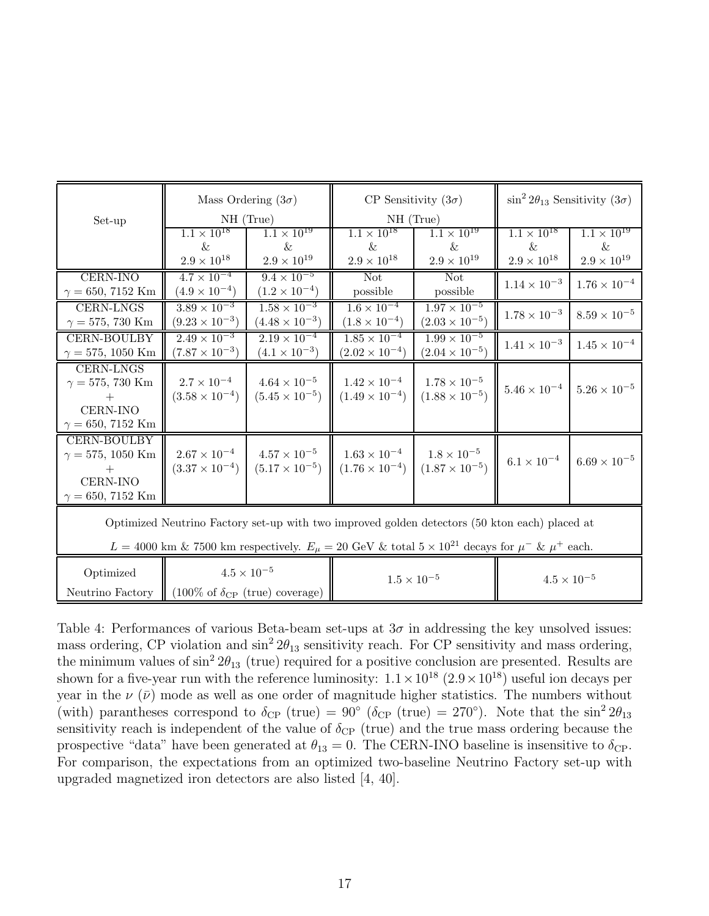| Set-up | Mass Ordering ($3\sigma$) NH (True) | | CP Sensitivity ($3\sigma$) NH (True) | | $\sin^2 2\theta_{13}$ Sensitivity ($3\sigma$) | |
|---|---|---|---|---|---|---|
| | $1.1 \times 10^{18}$ & $2.9 \times 10^{18}$ | $1.1 \times 10^{19}$ & $2.9 \times 10^{19}$ | $1.1 \times 10^{18}$ & $2.9 \times 10^{18}$ | $1.1 \times 10^{19}$ & $2.9 \times 10^{19}$ | $1.1 \times 10^{18}$ & $2.9 \times 10^{18}$ | $1.1 \times 10^{19}$ & $2.9 \times 10^{19}$ |
| CERN-INO $\gamma = 650$, 7152 Km | $4.7 \times 10^{-4}$ ($4.9 \times 10^{-4}$) | $9.4 \times 10^{-5}$ ($1.2 \times 10^{-4}$) | Not possible | Not possible | $1.14 \times 10^{-3}$ | $1.76 \times 10^{-4}$ |
| CERN-LNGS $\gamma = 575$, 730 Km | $3.89 \times 10^{-3}$ ($9.23 \times 10^{-3}$) | $1.58 \times 10^{-3}$ ($4.48 \times 10^{-3}$) | $1.6 \times 10^{-4}$ ($1.8 \times 10^{-4}$) | $1.97 \times 10^{-5}$ ($2.03 \times 10^{-5}$) | $1.78 \times 10^{-3}$ | $8.59 \times 10^{-5}$ |
| CERN-BOULBY $\gamma = 575$, 1050 Km | $2.49 \times 10^{-3}$ ($7.87 \times 10^{-3}$) | $2.19 \times 10^{-4}$ ($4.1 \times 10^{-3}$) | $1.85 \times 10^{-4}$ ($2.02 \times 10^{-4}$) | $1.99 \times 10^{-5}$ ($2.04 \times 10^{-5}$) | $1.41 \times 10^{-3}$ | $1.45 \times 10^{-4}$ |
| CERN-LNGS $\gamma = 575$, 730 Km + CERN-INO $\gamma = 650$, 7152 Km | $2.7 \times 10^{-4}$ ($3.58 \times 10^{-4}$) | $4.64 \times 10^{-5}$ ($5.45 \times 10^{-5}$) | $1.42 \times 10^{-4}$ ($1.49 \times 10^{-4}$) | $1.78 \times 10^{-5}$ ($1.88 \times 10^{-5}$) | $5.46 \times 10^{-4}$ | $5.26 \times 10^{-5}$ |
| CERN-BOULBY $\gamma = 575$, 1050 Km + CERN-INO $\gamma = 650$, 7152 Km | $2.67 \times 10^{-4}$ ($3.37 \times 10^{-4}$) | $4.57 \times 10^{-5}$ ($5.17 \times 10^{-5}$) | $1.63 \times 10^{-4}$ ($1.76 \times 10^{-4}$) | $1.8 \times 10^{-5}$ ($1.87 \times 10^{-5}$) | $6.1 \times 10^{-4}$ | $6.69 \times 10^{-5}$ |
| Optimized Neutrino Factory set-up with two improved golden detectors (50 kton each) placed at $L = 4000$ km & 7500 km respectively. $E_\mu = 20$ GeV & total $5 \times 10^{21}$ decays for $\mu^-$ & $\mu^+$ each. | | | | | | |
| Optimized Neutrino Factory | $4.5 \times 10^{-5}$ (100% of $\delta_{\rm CP}$ (true) coverage) | | $1.5 \times 10^{-5}$ | | $4.5 \times 10^{-5}$ | |

Table 4: Performances of various Beta-beam set-ups at $3\sigma$ in addressing the key unsolved issues: mass ordering, CP violation and $\sin^2 2\theta_{13}$ sensitivity reach. For CP sensitivity and mass ordering, the minimum values of $\sin^2 2\theta_{13}$ (true) required for a positive conclusion are presented. Results are shown for a five-year run with the reference luminosity: $1.1 \times 10^{18}$ ($2.9 \times 10^{18}$) useful ion decays per year in the $\nu$ ($\bar{\nu}$) mode as well as one order of magnitude higher statistics. The numbers without (with) parantheses correspond to $\delta_{\rm CP}$ (true) $= 90^\circ$ ($\delta_{\rm CP}$ (true) $= 270^\circ$). Note that the $\sin^2 2\theta_{13}$ sensitivity reach is independent of the value of $\delta_{\rm CP}$ (true) and the true mass ordering because the prospective "data" have been generated at $\theta_{13} = 0$. The CERN-INO baseline is insensitive to $\delta_{\rm CP}$. For comparison, the expectations from an optimized two-baseline Neutrino Factory set-up with upgraded magnetized iron detectors are also listed [4, 40].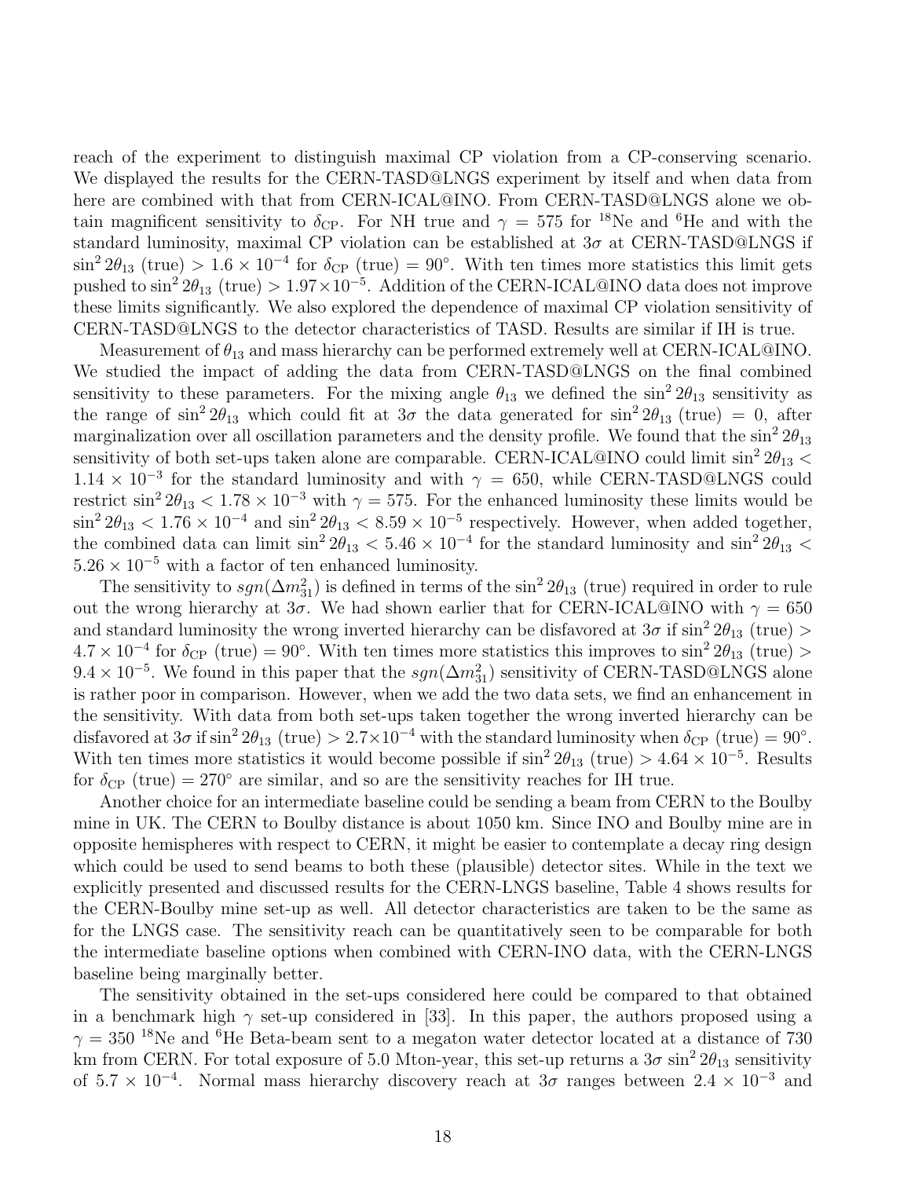reach of the experiment to distinguish maximal CP violation from a CP-conserving scenario. We displayed the results for the CERN-TASD@LNGS experiment by itself and when data from here are combined with that from CERN-ICAL@INO. From CERN-TASD@LNGS alone we obtain magnificent sensitivity to $\delta_{\rm CP}$. For NH true and $\gamma = 575$ for $^{18}$Ne and $^{6}$He and with the standard luminosity, maximal CP violation can be established at $3\sigma$ at CERN-TASD@LNGS if $\sin^2 2\theta_{13}$ (true) $> 1.6 \times 10^{-4}$ for $\delta_{\rm CP}$ (true) $= 90^\circ$. With ten times more statistics this limit gets pushed to $\sin^2 2\theta_{13}$ (true) $> 1.97 \times 10^{-5}$. Addition of the CERN-ICAL@INO data does not improve these limits significantly. We also explored the dependence of maximal CP violation sensitivity of CERN-TASD@LNGS to the detector characteristics of TASD. Results are similar if IH is true.

Measurement of $\theta_{13}$ and mass hierarchy can be performed extremely well at CERN-ICAL@INO. We studied the impact of adding the data from CERN-TASD@LNGS on the final combined sensitivity to these parameters. For the mixing angle $\theta_{13}$ we defined the $\sin^2 2\theta_{13}$ sensitivity as the range of $\sin^2 2\theta_{13}$ which could fit at $3\sigma$ the data generated for $\sin^2 2\theta_{13}$ (true) $= 0$, after marginalization over all oscillation parameters and the density profile. We found that the $\sin^2 2\theta_{13}$ sensitivity of both set-ups taken alone are comparable. CERN-ICAL@INO could limit $\sin^2 2\theta_{13} < 1.14 \times 10^{-3}$ for the standard luminosity and with $\gamma = 650$, while CERN-TASD@LNGS could restrict $\sin^2 2\theta_{13} < 1.78 \times 10^{-3}$ with $\gamma = 575$. For the enhanced luminosity these limits would be $\sin^2 2\theta_{13} < 1.76 \times 10^{-4}$ and $\sin^2 2\theta_{13} < 8.59 \times 10^{-5}$ respectively. However, when added together, the combined data can limit $\sin^2 2\theta_{13} < 5.46 \times 10^{-4}$ for the standard luminosity and $\sin^2 2\theta_{13} < 5.26 \times 10^{-5}$ with a factor of ten enhanced luminosity.

The sensitivity to $sgn(\Delta m^2_{31})$ is defined in terms of the $\sin^2 2\theta_{13}$ (true) required in order to rule out the wrong hierarchy at $3\sigma$. We had shown earlier that for CERN-ICAL@INO with $\gamma = 650$ and standard luminosity the wrong inverted hierarchy can be disfavored at $3\sigma$ if $\sin^2 2\theta_{13}$ (true) $> 4.7 \times 10^{-4}$ for $\delta_{\rm CP}$ (true) $= 90^\circ$. With ten times more statistics this improves to $\sin^2 2\theta_{13}$ (true) $> 9.4 \times 10^{-5}$. We found in this paper that the $sgn(\Delta m^2_{31})$ sensitivity of CERN-TASD@LNGS alone is rather poor in comparison. However, when we add the two data sets, we find an enhancement in the sensitivity. With data from both set-ups taken together the wrong inverted hierarchy can be disfavored at $3\sigma$ if $\sin^2 2\theta_{13}$ (true) $> 2.7 \times 10^{-4}$ with the standard luminosity when $\delta_{\rm CP}$ (true) $= 90^\circ$. With ten times more statistics it would become possible if $\sin^2 2\theta_{13}$ (true) $> 4.64 \times 10^{-5}$. Results for $\delta_{\rm CP}$ (true) $= 270^\circ$ are similar, and so are the sensitivity reaches for IH true.

Another choice for an intermediate baseline could be sending a beam from CERN to the Boulby mine in UK. The CERN to Boulby distance is about 1050 km. Since INO and Boulby mine are in opposite hemispheres with respect to CERN, it might be easier to contemplate a decay ring design which could be used to send beams to both these (plausible) detector sites. While in the text we explicitly presented and discussed results for the CERN-LNGS baseline, Table 4 shows results for the CERN-Boulby mine set-up as well. All detector characteristics are taken to be the same as for the LNGS case. The sensitivity reach can be quantitatively seen to be comparable for both the intermediate baseline options when combined with CERN-INO data, with the CERN-LNGS baseline being marginally better.

The sensitivity obtained in the set-ups considered here could be compared to that obtained in a benchmark high $\gamma$ set-up considered in [33]. In this paper, the authors proposed using a $\gamma = 350$ $^{18}$Ne and $^{6}$He Beta-beam sent to a megaton water detector located at a distance of 730 km from CERN. For total exposure of 5.0 Mton-year, this set-up returns a $3\sigma$ $\sin^2 2\theta_{13}$ sensitivity of $5.7 \times 10^{-4}$. Normal mass hierarchy discovery reach at $3\sigma$ ranges between $2.4 \times 10^{-3}$ and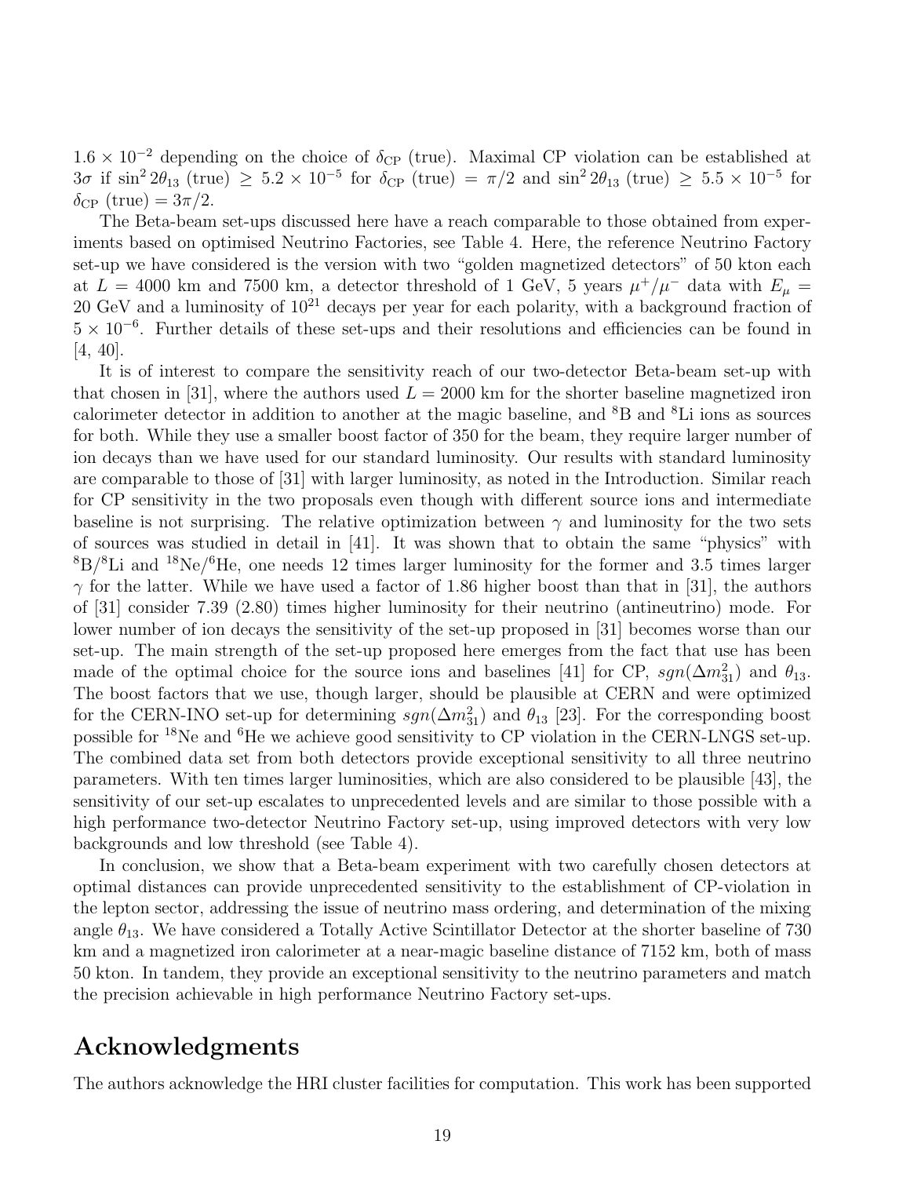$1.6 \times 10^{-2}$ depending on the choice of $\delta_{\rm CP}$ (true). Maximal CP violation can be established at $3\sigma$ if $\sin^2 2\theta_{13}$ (true) $\geq 5.2 \times 10^{-5}$ for $\delta_{\rm CP}$ (true) $= \pi/2$ and $\sin^2 2\theta_{13}$ (true) $\geq 5.5 \times 10^{-5}$ for $\delta_{\rm CP}$ (true) $= 3\pi/2$.

The Beta-beam set-ups discussed here have a reach comparable to those obtained from experiments based on optimised Neutrino Factories, see Table 4. Here, the reference Neutrino Factory set-up we have considered is the version with two "golden magnetized detectors" of 50 kton each at $L = 4000$ km and 7500 km, a detector threshold of 1 GeV, 5 years $\mu^+/\mu^-$ data with $E_\mu =$ 20 GeV and a luminosity of $10^{21}$ decays per year for each polarity, with a background fraction of $5 \times 10^{-6}$. Further details of these set-ups and their resolutions and efficiencies can be found in [4, 40].

It is of interest to compare the sensitivity reach of our two-detector Beta-beam set-up with that chosen in [31], where the authors used $L = 2000$ km for the shorter baseline magnetized iron calorimeter detector in addition to another at the magic baseline, and $^8$B and $^8$Li ions as sources for both. While they use a smaller boost factor of 350 for the beam, they require larger number of ion decays than we have used for our standard luminosity. Our results with standard luminosity are comparable to those of [31] with larger luminosity, as noted in the Introduction. Similar reach for CP sensitivity in the two proposals even though with different source ions and intermediate baseline is not surprising. The relative optimization between $\gamma$ and luminosity for the two sets of sources was studied in detail in [41]. It was shown that to obtain the same "physics" with $^8$B/$^8$Li and $^{18}$Ne/$^6$He, one needs 12 times larger luminosity for the former and 3.5 times larger $\gamma$ for the latter. While we have used a factor of 1.86 higher boost than that in [31], the authors of [31] consider 7.39 (2.80) times higher luminosity for their neutrino (antineutrino) mode. For lower number of ion decays the sensitivity of the set-up proposed in [31] becomes worse than our set-up. The main strength of the set-up proposed here emerges from the fact that use has been made of the optimal choice for the source ions and baselines [41] for CP, $sgn(\Delta m^2_{31})$ and $\theta_{13}$. The boost factors that we use, though larger, should be plausible at CERN and were optimized for the CERN-INO set-up for determining $sgn(\Delta m^2_{31})$ and $\theta_{13}$ [23]. For the corresponding boost possible for $^{18}$Ne and $^6$He we achieve good sensitivity to CP violation in the CERN-LNGS set-up. The combined data set from both detectors provide exceptional sensitivity to all three neutrino parameters. With ten times larger luminosities, which are also considered to be plausible [43], the sensitivity of our set-up escalates to unprecedented levels and are similar to those possible with a high performance two-detector Neutrino Factory set-up, using improved detectors with very low backgrounds and low threshold (see Table 4).

In conclusion, we show that a Beta-beam experiment with two carefully chosen detectors at optimal distances can provide unprecedented sensitivity to the establishment of CP-violation in the lepton sector, addressing the issue of neutrino mass ordering, and determination of the mixing angle $\theta_{13}$. We have considered a Totally Active Scintillator Detector at the shorter baseline of 730 km and a magnetized iron calorimeter at a near-magic baseline distance of 7152 km, both of mass 50 kton. In tandem, they provide an exceptional sensitivity to the neutrino parameters and match the precision achievable in high performance Neutrino Factory set-ups.

# Acknowledgments

The authors acknowledge the HRI cluster facilities for computation. This work has been supported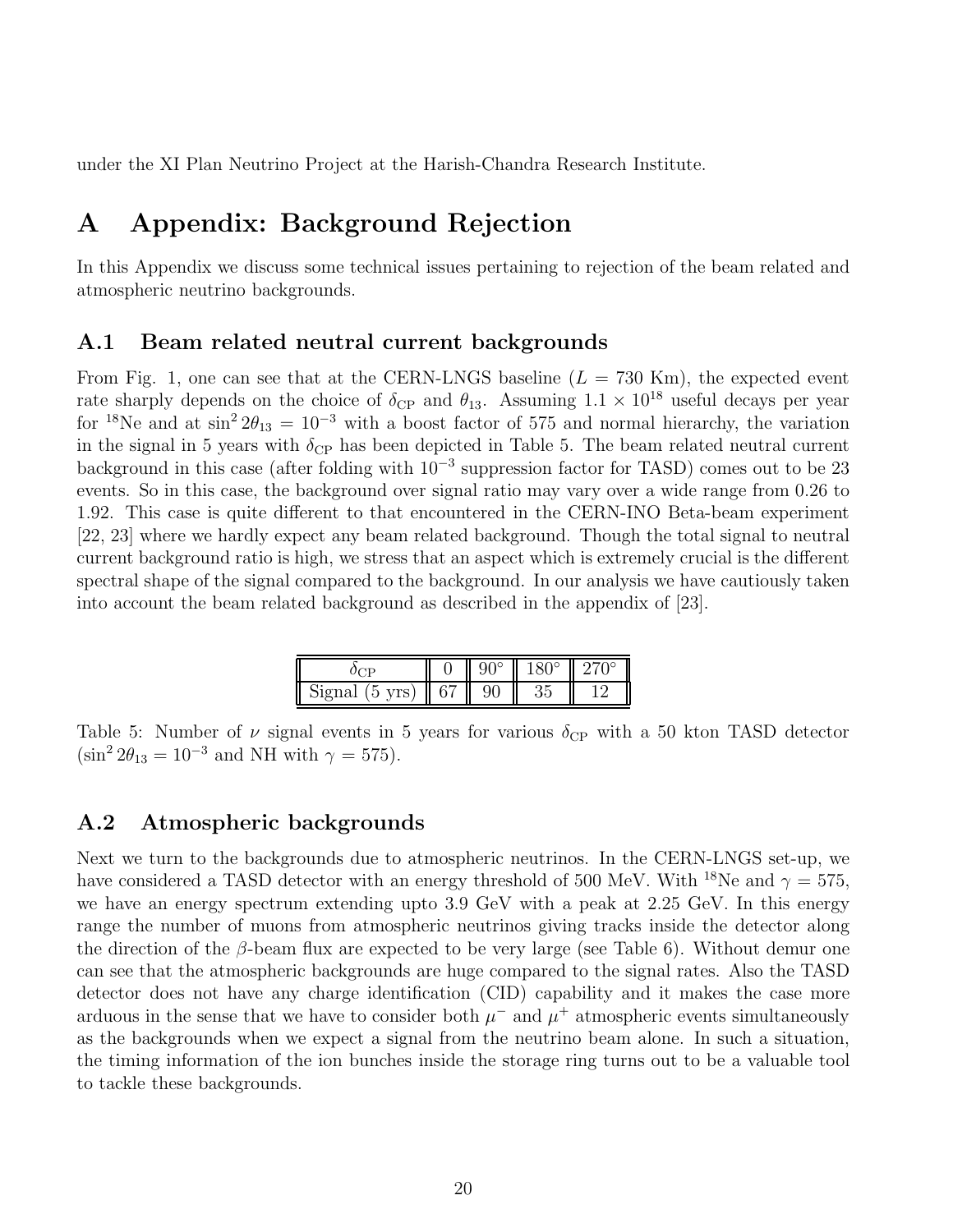under the XI Plan Neutrino Project at the Harish-Chandra Research Institute.

# A Appendix: Background Rejection

In this Appendix we discuss some technical issues pertaining to rejection of the beam related and atmospheric neutrino backgrounds.

## A.1 Beam related neutral current backgrounds

From Fig. 1, one can see that at the CERN-LNGS baseline ($L = 730$ Km), the expected event rate sharply depends on the choice of $\delta_{\rm CP}$ and $\theta_{13}$. Assuming $1.1 \times 10^{18}$ useful decays per year for $^{18}$Ne and at $\sin^2 2\theta_{13} = 10^{-3}$ with a boost factor of 575 and normal hierarchy, the variation in the signal in 5 years with $\delta_{\rm CP}$ has been depicted in Table 5. The beam related neutral current background in this case (after folding with $10^{-3}$ suppression factor for TASD) comes out to be 23 events. So in this case, the background over signal ratio may vary over a wide range from 0.26 to 1.92. This case is quite different to that encountered in the CERN-INO Beta-beam experiment [22, 23] where we hardly expect any beam related background. Though the total signal to neutral current background ratio is high, we stress that an aspect which is extremely crucial is the different spectral shape of the signal compared to the background. In our analysis we have cautiously taken into account the beam related background as described in the appendix of [23].

| $\delta_{\rm CP}$ | 0 | $90^\circ$ | $180^\circ$ | $270^\circ$ |
|---|---|---|---|---|
| Signal (5 yrs) | 67 | 90 | 35 | 12 |

Table 5: Number of $\nu$ signal events in 5 years for various $\delta_{\rm CP}$ with a 50 kton TASD detector ($\sin^2 2\theta_{13} = 10^{-3}$ and NH with $\gamma = 575$).

## A.2 Atmospheric backgrounds

Next we turn to the backgrounds due to atmospheric neutrinos. In the CERN-LNGS set-up, we have considered a TASD detector with an energy threshold of 500 MeV. With $^{18}$Ne and $\gamma = 575$, we have an energy spectrum extending upto 3.9 GeV with a peak at 2.25 GeV. In this energy range the number of muons from atmospheric neutrinos giving tracks inside the detector along the direction of the $\beta$-beam flux are expected to be very large (see Table 6). Without demur one can see that the atmospheric backgrounds are huge compared to the signal rates. Also the TASD detector does not have any charge identification (CID) capability and it makes the case more arduous in the sense that we have to consider both $\mu^-$ and $\mu^+$ atmospheric events simultaneously as the backgrounds when we expect a signal from the neutrino beam alone. In such a situation, the timing information of the ion bunches inside the storage ring turns out to be a valuable tool to tackle these backgrounds.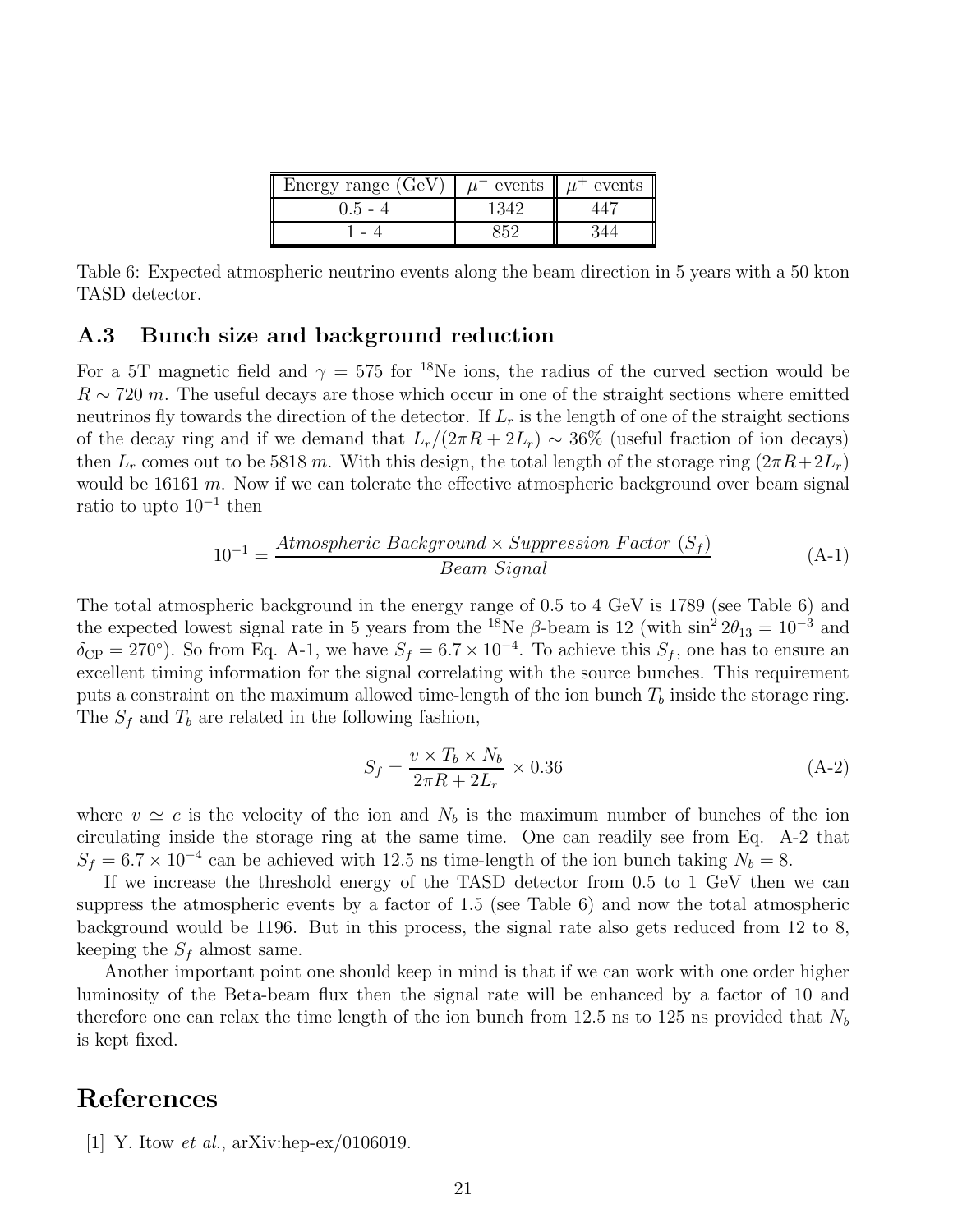| Energy range (GeV) | $\mu^-$ events | $\mu^+$ events |
|---|---|---|
| 0.5 - 4 | 1342 | 447 |
| 1 - 4 | 852 | 344 |

Table 6: Expected atmospheric neutrino events along the beam direction in 5 years with a 50 kton TASD detector.

### A.3 Bunch size and background reduction

For a 5T magnetic field and $\gamma = 575$ for $^{18}$Ne ions, the radius of the curved section would be $R \sim 720\ m$. The useful decays are those which occur in one of the straight sections where emitted neutrinos fly towards the direction of the detector. If $L_r$ is the length of one of the straight sections of the decay ring and if we demand that $L_r/(2\pi R + 2L_r) \sim 36\%$ (useful fraction of ion decays) then $L_r$ comes out to be 5818 $m$. With this design, the total length of the storage ring ($2\pi R + 2L_r$) would be 16161 $m$. Now if we can tolerate the effective atmospheric background over beam signal ratio to upto $10^{-1}$ then

$$10^{-1} = \frac{Atmospheric\ Background \times Suppression\ Factor\ (S_f)}{Beam\ Signal} \tag{A-1}$$

The total atmospheric background in the energy range of 0.5 to 4 GeV is 1789 (see Table 6) and the expected lowest signal rate in 5 years from the $^{18}$Ne $\beta$-beam is 12 (with $\sin^2 2\theta_{13} = 10^{-3}$ and $\delta_{\rm CP} = 270°$). So from Eq. A-1, we have $S_f = 6.7 \times 10^{-4}$. To achieve this $S_f$, one has to ensure an excellent timing information for the signal correlating with the source bunches. This requirement puts a constraint on the maximum allowed time-length of the ion bunch $T_b$ inside the storage ring. The $S_f$ and $T_b$ are related in the following fashion,

$$S_f = \frac{v \times T_b \times N_b}{2\pi R + 2L_r} \times 0.36 \tag{A-2}$$

where $v \simeq c$ is the velocity of the ion and $N_b$ is the maximum number of bunches of the ion circulating inside the storage ring at the same time. One can readily see from Eq. A-2 that $S_f = 6.7 \times 10^{-4}$ can be achieved with 12.5 ns time-length of the ion bunch taking $N_b = 8$.

If we increase the threshold energy of the TASD detector from 0.5 to 1 GeV then we can suppress the atmospheric events by a factor of 1.5 (see Table 6) and now the total atmospheric background would be 1196. But in this process, the signal rate also gets reduced from 12 to 8, keeping the $S_f$ almost same.

Another important point one should keep in mind is that if we can work with one order higher luminosity of the Beta-beam flux then the signal rate will be enhanced by a factor of 10 and therefore one can relax the time length of the ion bunch from 12.5 ns to 125 ns provided that $N_b$ is kept fixed.

# References

[1] Y. Itow *et al.*, arXiv:hep-ex/0106019.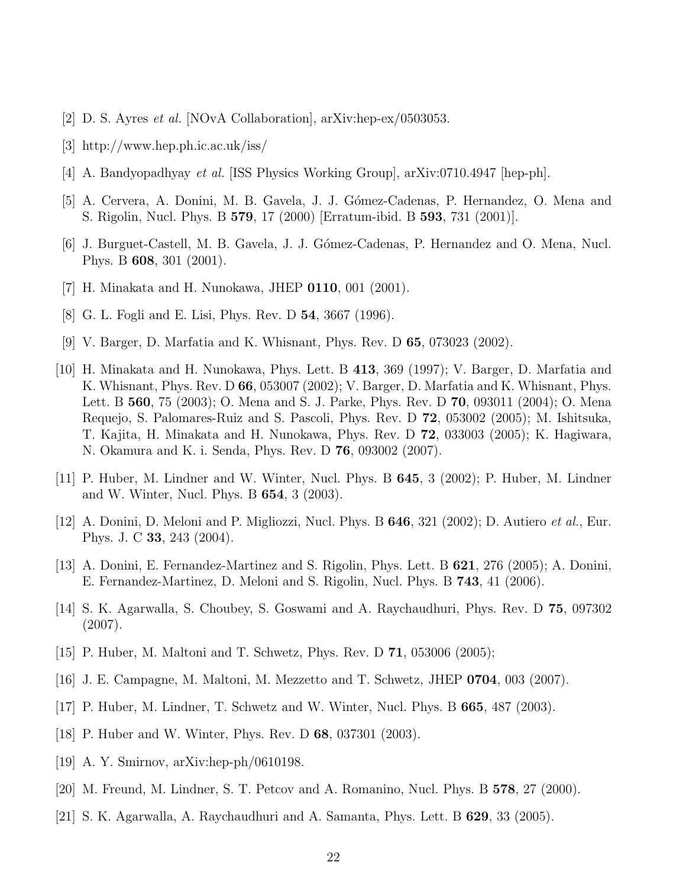[2] D. S. Ayres *et al.* [NOvA Collaboration], arXiv:hep-ex/0503053.

[3] http://www.hep.ph.ic.ac.uk/iss/

[4] A. Bandyopadhyay *et al.* [ISS Physics Working Group], arXiv:0710.4947 [hep-ph].

[5] A. Cervera, A. Donini, M. B. Gavela, J. J. Gómez-Cadenas, P. Hernandez, O. Mena and S. Rigolin, Nucl. Phys. B **579**, 17 (2000) [Erratum-ibid. B **593**, 731 (2001)].

[6] J. Burguet-Castell, M. B. Gavela, J. J. Gómez-Cadenas, P. Hernandez and O. Mena, Nucl. Phys. B **608**, 301 (2001).

[7] H. Minakata and H. Nunokawa, JHEP **0110**, 001 (2001).

[8] G. L. Fogli and E. Lisi, Phys. Rev. D **54**, 3667 (1996).

[9] V. Barger, D. Marfatia and K. Whisnant, Phys. Rev. D **65**, 073023 (2002).

[10] H. Minakata and H. Nunokawa, Phys. Lett. B **413**, 369 (1997); V. Barger, D. Marfatia and K. Whisnant, Phys. Rev. D **66**, 053007 (2002); V. Barger, D. Marfatia and K. Whisnant, Phys. Lett. B **560**, 75 (2003); O. Mena and S. J. Parke, Phys. Rev. D **70**, 093011 (2004); O. Mena Requejo, S. Palomares-Ruiz and S. Pascoli, Phys. Rev. D **72**, 053002 (2005); M. Ishitsuka, T. Kajita, H. Minakata and H. Nunokawa, Phys. Rev. D **72**, 033003 (2005); K. Hagiwara, N. Okamura and K. i. Senda, Phys. Rev. D **76**, 093002 (2007).

[11] P. Huber, M. Lindner and W. Winter, Nucl. Phys. B **645**, 3 (2002); P. Huber, M. Lindner and W. Winter, Nucl. Phys. B **654**, 3 (2003).

[12] A. Donini, D. Meloni and P. Migliozzi, Nucl. Phys. B **646**, 321 (2002); D. Autiero *et al.*, Eur. Phys. J. C **33**, 243 (2004).

[13] A. Donini, E. Fernandez-Martinez and S. Rigolin, Phys. Lett. B **621**, 276 (2005); A. Donini, E. Fernandez-Martinez, D. Meloni and S. Rigolin, Nucl. Phys. B **743**, 41 (2006).

[14] S. K. Agarwalla, S. Choubey, S. Goswami and A. Raychaudhuri, Phys. Rev. D **75**, 097302 (2007).

[15] P. Huber, M. Maltoni and T. Schwetz, Phys. Rev. D **71**, 053006 (2005);

[16] J. E. Campagne, M. Maltoni, M. Mezzetto and T. Schwetz, JHEP **0704**, 003 (2007).

[17] P. Huber, M. Lindner, T. Schwetz and W. Winter, Nucl. Phys. B **665**, 487 (2003).

[18] P. Huber and W. Winter, Phys. Rev. D **68**, 037301 (2003).

[19] A. Y. Smirnov, arXiv:hep-ph/0610198.

[20] M. Freund, M. Lindner, S. T. Petcov and A. Romanino, Nucl. Phys. B **578**, 27 (2000).

[21] S. K. Agarwalla, A. Raychaudhuri and A. Samanta, Phys. Lett. B **629**, 33 (2005).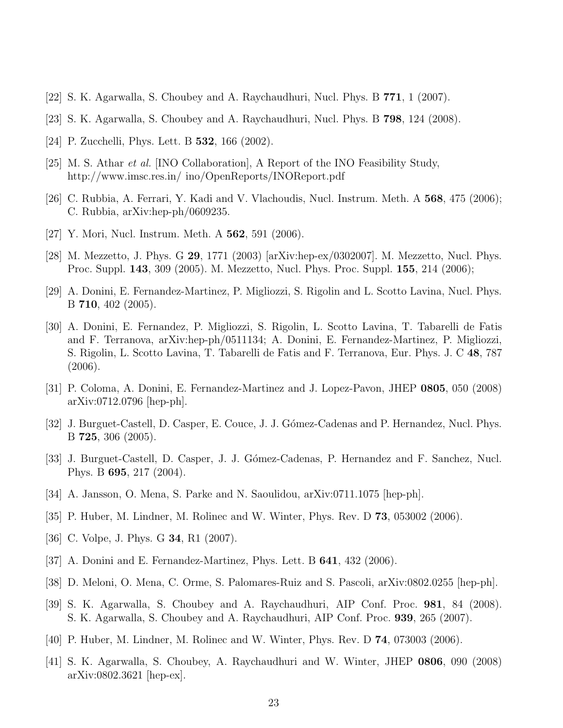[22] S. K. Agarwalla, S. Choubey and A. Raychaudhuri, Nucl. Phys. B **771**, 1 (2007).

[23] S. K. Agarwalla, S. Choubey and A. Raychaudhuri, Nucl. Phys. B **798**, 124 (2008).

[24] P. Zucchelli, Phys. Lett. B **532**, 166 (2002).

[25] M. S. Athar *et al.* [INO Collaboration], A Report of the INO Feasibility Study, http://www.imsc.res.in/ ino/OpenReports/INOReport.pdf

[26] C. Rubbia, A. Ferrari, Y. Kadi and V. Vlachoudis, Nucl. Instrum. Meth. A **568**, 475 (2006); C. Rubbia, arXiv:hep-ph/0609235.

[27] Y. Mori, Nucl. Instrum. Meth. A **562**, 591 (2006).

[28] M. Mezzetto, J. Phys. G **29**, 1771 (2003) [arXiv:hep-ex/0302007]. M. Mezzetto, Nucl. Phys. Proc. Suppl. **143**, 309 (2005). M. Mezzetto, Nucl. Phys. Proc. Suppl. **155**, 214 (2006);

[29] A. Donini, E. Fernandez-Martinez, P. Migliozzi, S. Rigolin and L. Scotto Lavina, Nucl. Phys. B **710**, 402 (2005).

[30] A. Donini, E. Fernandez, P. Migliozzi, S. Rigolin, L. Scotto Lavina, T. Tabarelli de Fatis and F. Terranova, arXiv:hep-ph/0511134; A. Donini, E. Fernandez-Martinez, P. Migliozzi, S. Rigolin, L. Scotto Lavina, T. Tabarelli de Fatis and F. Terranova, Eur. Phys. J. C **48**, 787 (2006).

[31] P. Coloma, A. Donini, E. Fernandez-Martinez and J. Lopez-Pavon, JHEP **0805**, 050 (2008) arXiv:0712.0796 [hep-ph].

[32] J. Burguet-Castell, D. Casper, E. Couce, J. J. Gómez-Cadenas and P. Hernandez, Nucl. Phys. B **725**, 306 (2005).

[33] J. Burguet-Castell, D. Casper, J. J. Gómez-Cadenas, P. Hernandez and F. Sanchez, Nucl. Phys. B **695**, 217 (2004).

[34] A. Jansson, O. Mena, S. Parke and N. Saoulidou, arXiv:0711.1075 [hep-ph].

[35] P. Huber, M. Lindner, M. Rolinec and W. Winter, Phys. Rev. D **73**, 053002 (2006).

[36] C. Volpe, J. Phys. G **34**, R1 (2007).

[37] A. Donini and E. Fernandez-Martinez, Phys. Lett. B **641**, 432 (2006).

[38] D. Meloni, O. Mena, C. Orme, S. Palomares-Ruiz and S. Pascoli, arXiv:0802.0255 [hep-ph].

[39] S. K. Agarwalla, S. Choubey and A. Raychaudhuri, AIP Conf. Proc. **981**, 84 (2008). S. K. Agarwalla, S. Choubey and A. Raychaudhuri, AIP Conf. Proc. **939**, 265 (2007).

[40] P. Huber, M. Lindner, M. Rolinec and W. Winter, Phys. Rev. D **74**, 073003 (2006).

[41] S. K. Agarwalla, S. Choubey, A. Raychaudhuri and W. Winter, JHEP **0806**, 090 (2008) arXiv:0802.3621 [hep-ex].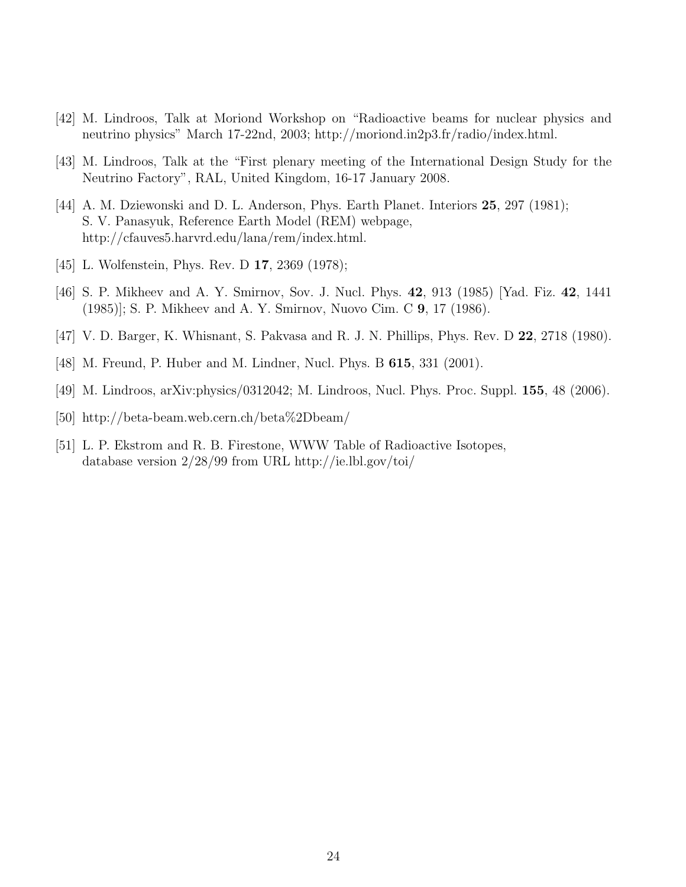[42] M. Lindroos, Talk at Moriond Workshop on "Radioactive beams for nuclear physics and neutrino physics" March 17-22nd, 2003; http://moriond.in2p3.fr/radio/index.html.

[43] M. Lindroos, Talk at the "First plenary meeting of the International Design Study for the Neutrino Factory", RAL, United Kingdom, 16-17 January 2008.

[44] A. M. Dziewonski and D. L. Anderson, Phys. Earth Planet. Interiors **25**, 297 (1981); S. V. Panasyuk, Reference Earth Model (REM) webpage, http://cfauves5.harvrd.edu/lana/rem/index.html.

[45] L. Wolfenstein, Phys. Rev. D **17**, 2369 (1978);

[46] S. P. Mikheev and A. Y. Smirnov, Sov. J. Nucl. Phys. **42**, 913 (1985) [Yad. Fiz. **42**, 1441 (1985)]; S. P. Mikheev and A. Y. Smirnov, Nuovo Cim. C **9**, 17 (1986).

[47] V. D. Barger, K. Whisnant, S. Pakvasa and R. J. N. Phillips, Phys. Rev. D **22**, 2718 (1980).

[48] M. Freund, P. Huber and M. Lindner, Nucl. Phys. B **615**, 331 (2001).

[49] M. Lindroos, arXiv:physics/0312042; M. Lindroos, Nucl. Phys. Proc. Suppl. **155**, 48 (2006).

[50] http://beta-beam.web.cern.ch/beta%2Dbeam/

[51] L. P. Ekstrom and R. B. Firestone, WWW Table of Radioactive Isotopes, database version 2/28/99 from URL http://ie.lbl.gov/toi/